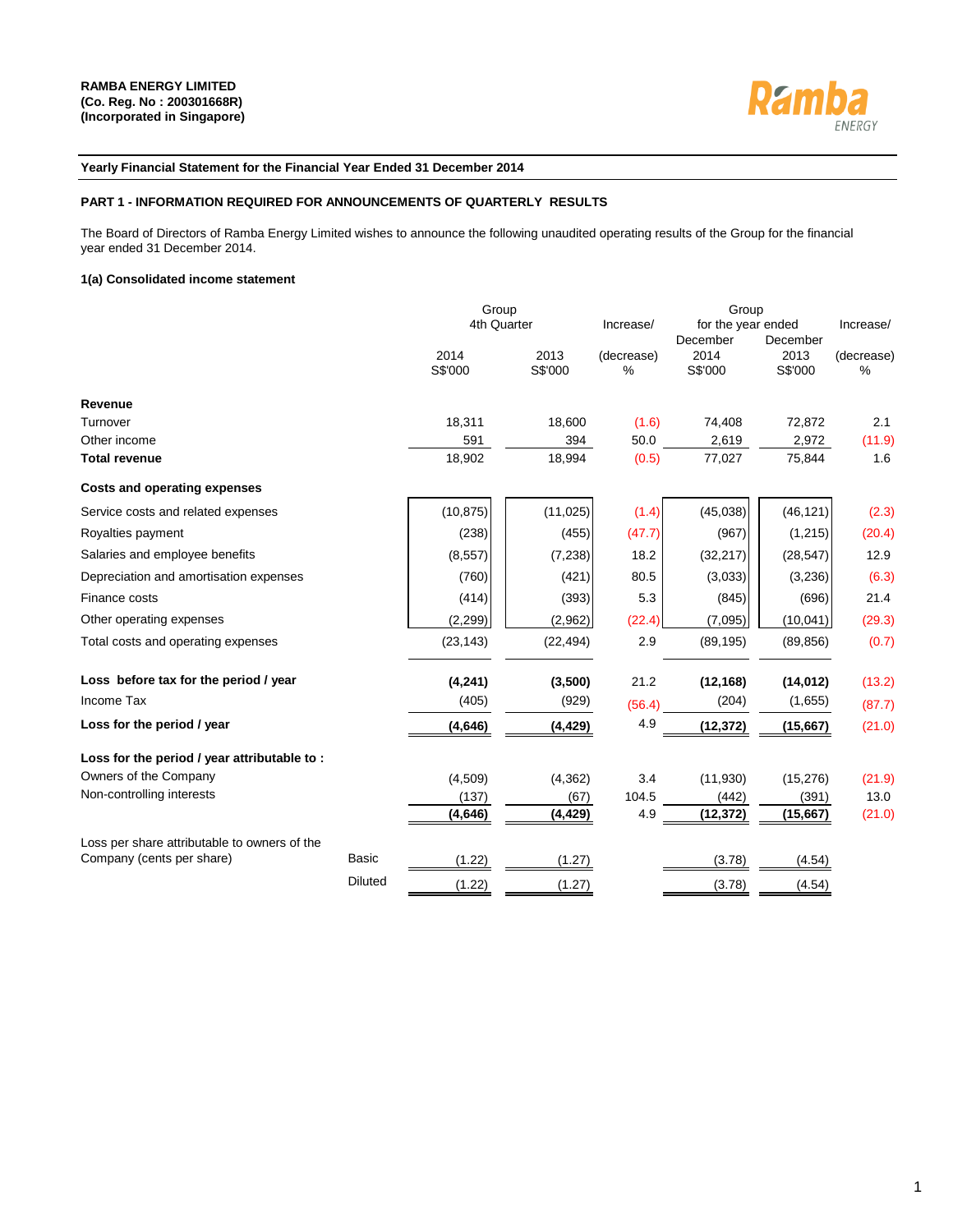**RAMBA ENERGY LIMITED**
**(Co. Reg. No : 200301668R)**
**(Incorporated in Singapore)**

Ramba ENERGY

**Yearly Financial Statement for the Financial Year Ended 31 December 2014**

**PART 1 - INFORMATION REQUIRED FOR ANNOUNCEMENTS OF QUARTERLY RESULTS**

The Board of Directors of Ramba Energy Limited wishes to announce the following unaudited operating results of the Group for the financial year ended 31 December 2014.

**1(a) Consolidated income statement**

| | | Group 4th Quarter | | Increase/ | Group for the year ended | | Increase/ |
|---|---|---|---|---|---|---|---|
| | | 2014 S$'000 | 2013 S$'000 | (decrease) % | December 2014 S$'000 | December 2013 S$'000 | (decrease) % |
| **Revenue** | | | | | | | |
| Turnover | | 18,311 | 18,600 | (1.6) | 74,408 | 72,872 | 2.1 |
| Other income | | 591 | 394 | 50.0 | 2,619 | 2,972 | (11.9) |
| **Total revenue** | | 18,902 | 18,994 | (0.5) | 77,027 | 75,844 | 1.6 |
| **Costs and operating expenses** | | | | | | | |
| Service costs and related expenses | | (10,875) | (11,025) | (1.4) | (45,038) | (46,121) | (2.3) |
| Royalties payment | | (238) | (455) | (47.7) | (967) | (1,215) | (20.4) |
| Salaries and employee benefits | | (8,557) | (7,238) | 18.2 | (32,217) | (28,547) | 12.9 |
| Depreciation and amortisation expenses | | (760) | (421) | 80.5 | (3,033) | (3,236) | (6.3) |
| Finance costs | | (414) | (393) | 5.3 | (845) | (696) | 21.4 |
| Other operating expenses | | (2,299) | (2,962) | (22.4) | (7,095) | (10,041) | (29.3) |
| Total costs and operating expenses | | (23,143) | (22,494) | 2.9 | (89,195) | (89,856) | (0.7) |
| **Loss before tax for the period / year** | | **(4,241)** | **(3,500)** | 21.2 | **(12,168)** | **(14,012)** | (13.2) |
| Income Tax | | (405) | (929) | (56.4) | (204) | (1,655) | (87.7) |
| **Loss for the period / year** | | **(4,646)** | **(4,429)** | 4.9 | **(12,372)** | **(15,667)** | (21.0) |
| **Loss for the period / year attributable to :** | | | | | | | |
| Owners of the Company | | (4,509) | (4,362) | 3.4 | (11,930) | (15,276) | (21.9) |
| Non-controlling interests | | (137) | (67) | 104.5 | (442) | (391) | 13.0 |
| | | **(4,646)** | **(4,429)** | 4.9 | **(12,372)** | **(15,667)** | (21.0) |
| Loss per share attributable to owners of the Company (cents per share) | Basic | (1.22) | (1.27) | | (3.78) | (4.54) | |
| | Diluted | (1.22) | (1.27) | | (3.78) | (4.54) | |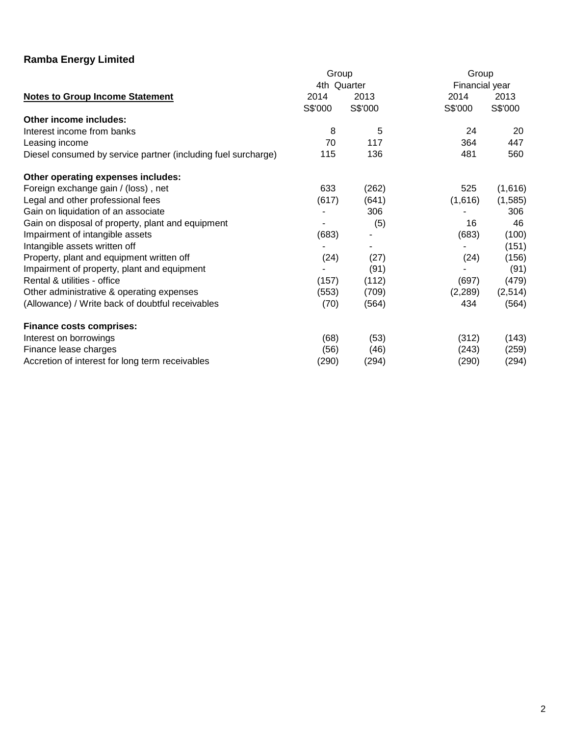**Ramba Energy Limited**

| Notes to Group Income Statement | Group 4th Quarter 2014 S$'000 | Group 4th Quarter 2013 S$'000 | Group Financial year 2014 S$'000 | Group Financial year 2013 S$'000 |
|---|---|---|---|---|
| **Other income includes:** | | | | |
| Interest income from banks | 8 | 5 | 24 | 20 |
| Leasing income | 70 | 117 | 364 | 447 |
| Diesel consumed by service partner (including fuel surcharge) | 115 | 136 | 481 | 560 |
| **Other operating expenses includes:** | | | | |
| Foreign exchange gain / (loss) , net | 633 | (262) | 525 | (1,616) |
| Legal and other professional fees | (617) | (641) | (1,616) | (1,585) |
| Gain on liquidation of an associate | - | 306 | - | 306 |
| Gain on disposal of property, plant and equipment | - | (5) | 16 | 46 |
| Impairment of intangible assets | (683) | - | (683) | (100) |
| Intangible assets written off | - | - | - | (151) |
| Property, plant and equipment written off | (24) | (27) | (24) | (156) |
| Impairment of property, plant and equipment | - | (91) | - | (91) |
| Rental & utilities - office | (157) | (112) | (697) | (479) |
| Other administrative & operating expenses | (553) | (709) | (2,289) | (2,514) |
| (Allowance) / Write back of doubtful receivables | (70) | (564) | 434 | (564) |
| **Finance costs comprises:** | | | | |
| Interest on borrowings | (68) | (53) | (312) | (143) |
| Finance lease charges | (56) | (46) | (243) | (259) |
| Accretion of interest for long term receivables | (290) | (294) | (290) | (294) |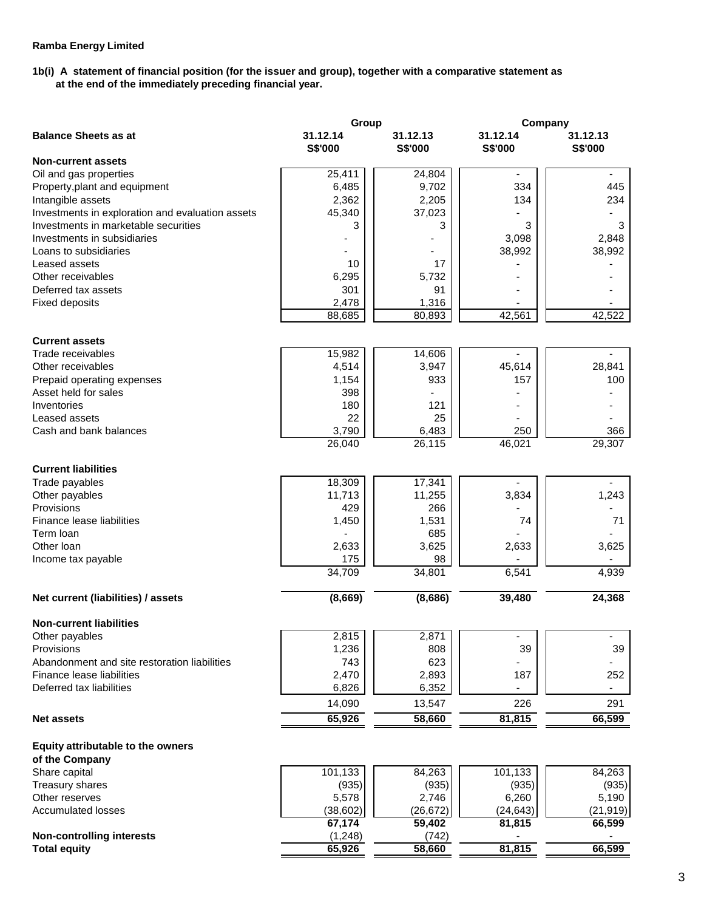**Ramba Energy Limited**

**1b(i) A statement of financial position (for the issuer and group), together with a comparative statement as at the end of the immediately preceding financial year.**

| Balance Sheets as at | Group | | Company | |
|---|---|---|---|---|
| | 31.12.14 | 31.12.13 | 31.12.14 | 31.12.13 |
| | S$'000 | S$'000 | S$'000 | S$'000 |
| **Non-current assets** | | | | |
| Oil and gas properties | 25,411 | 24,804 | - | - |
| Property,plant and equipment | 6,485 | 9,702 | 334 | 445 |
| Intangible assets | 2,362 | 2,205 | 134 | 234 |
| Investments in exploration and evaluation assets | 45,340 | 37,023 | - | - |
| Investments in marketable securities | 3 | 3 | 3 | 3 |
| Investments in subsidiaries | - | - | 3,098 | 2,848 |
| Loans to subsidiaries | - | - | 38,992 | 38,992 |
| Leased assets | 10 | 17 | - | - |
| Other receivables | 6,295 | 5,732 | - | - |
| Deferred tax assets | 301 | 91 | - | - |
| Fixed deposits | 2,478 | 1,316 | - | - |
| | 88,685 | 80,893 | 42,561 | 42,522 |
| **Current assets** | | | | |
| Trade receivables | 15,982 | 14,606 | - | - |
| Other receivables | 4,514 | 3,947 | 45,614 | 28,841 |
| Prepaid operating expenses | 1,154 | 933 | 157 | 100 |
| Asset held for sales | 398 | - | - | - |
| Inventories | 180 | 121 | - | - |
| Leased assets | 22 | 25 | - | - |
| Cash and bank balances | 3,790 | 6,483 | 250 | 366 |
| | 26,040 | 26,115 | 46,021 | 29,307 |
| **Current liabilities** | | | | |
| Trade payables | 18,309 | 17,341 | - | - |
| Other payables | 11,713 | 11,255 | 3,834 | 1,243 |
| Provisions | 429 | 266 | - | - |
| Finance lease liabilities | 1,450 | 1,531 | 74 | 71 |
| Term loan | - | 685 | - | - |
| Other loan | 2,633 | 3,625 | 2,633 | 3,625 |
| Income tax payable | 175 | 98 | - | - |
| | 34,709 | 34,801 | 6,541 | 4,939 |
| **Net current (liabilities) / assets** | **(8,669)** | **(8,686)** | **39,480** | **24,368** |
| **Non-current liabilities** | | | | |
| Other payables | 2,815 | 2,871 | - | - |
| Provisions | 1,236 | 808 | 39 | 39 |
| Abandonment and site restoration liabilities | 743 | 623 | - | - |
| Finance lease liabilities | 2,470 | 2,893 | 187 | 252 |
| Deferred tax liabilities | 6,826 | 6,352 | - | - |
| | 14,090 | 13,547 | 226 | 291 |
| **Net assets** | **65,926** | **58,660** | **81,815** | **66,599** |
| **Equity attributable to the owners of the Company** | | | | |
| Share capital | 101,133 | 84,263 | 101,133 | 84,263 |
| Treasury shares | (935) | (935) | (935) | (935) |
| Other reserves | 5,578 | 2,746 | 6,260 | 5,190 |
| Accumulated losses | (38,602) | (26,672) | (24,643) | (21,919) |
| | **67,174** | **59,402** | **81,815** | **66,599** |
| **Non-controlling interests** | (1,248) | (742) | - | - |
| **Total equity** | **65,926** | **58,660** | **81,815** | **66,599** |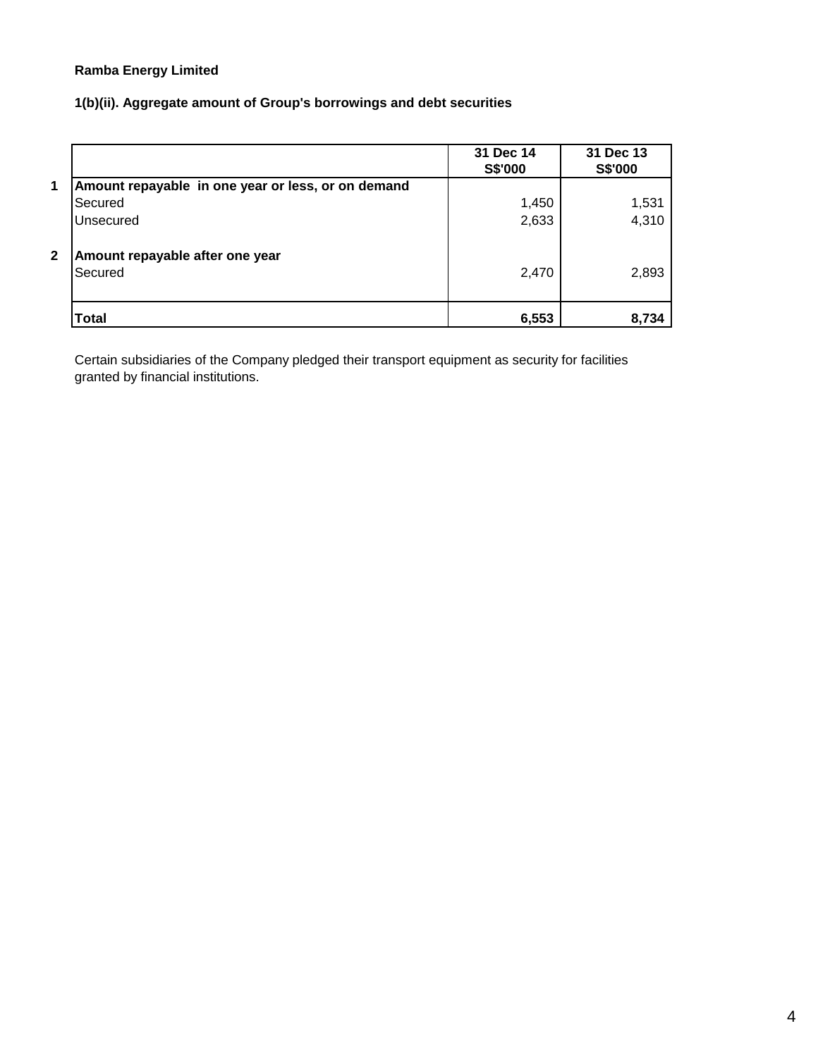**Ramba Energy Limited**

**1(b)(ii). Aggregate amount of Group's borrowings and debt securities**

| | | 31 Dec 14 S$'000 | 31 Dec 13 S$'000 |
|---|---|---|---|
| **1** | **Amount repayable in one year or less, or on demand** | | |
| | Secured | 1,450 | 1,531 |
| | Unsecured | 2,633 | 4,310 |
| **2** | **Amount repayable after one year** | | |
| | Secured | 2,470 | 2,893 |
| | **Total** | **6,553** | **8,734** |

Certain subsidiaries of the Company pledged their transport equipment as security for facilities granted by financial institutions.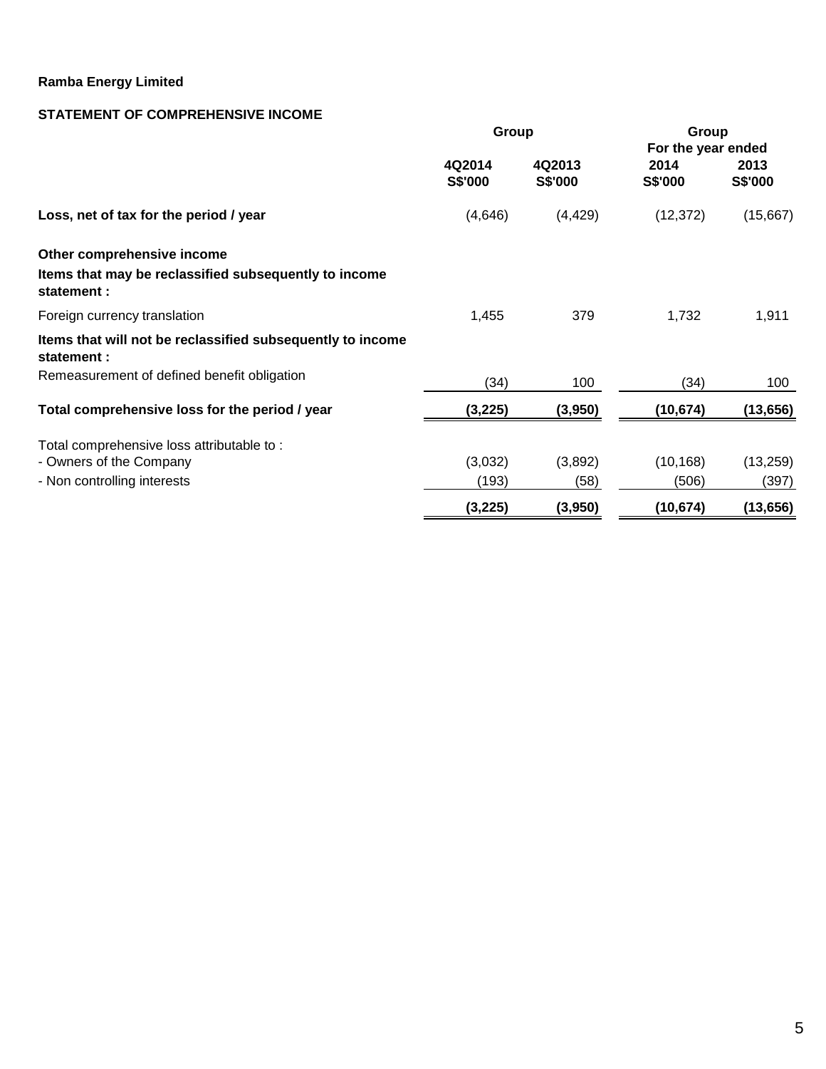**Ramba Energy Limited**

**STATEMENT OF COMPREHENSIVE INCOME**

| | Group | | Group For the year ended | |
|---|---|---|---|---|
| | **4Q2014 S$'000** | **4Q2013 S$'000** | **2014 S$'000** | **2013 S$'000** |
| **Loss, net of tax for the period / year** | (4,646) | (4,429) | (12,372) | (15,667) |
| **Other comprehensive income** | | | | |
| **Items that may be reclassified subsequently to income statement :** | | | | |
| Foreign currency translation | 1,455 | 379 | 1,732 | 1,911 |
| **Items that will not be reclassified subsequently to income statement :** | | | | |
| Remeasurement of defined benefit obligation | (34) | 100 | (34) | 100 |
| **Total comprehensive loss for the period / year** | **(3,225)** | **(3,950)** | **(10,674)** | **(13,656)** |
| Total comprehensive loss attributable to : | | | | |
| - Owners of the Company | (3,032) | (3,892) | (10,168) | (13,259) |
| - Non controlling interests | (193) | (58) | (506) | (397) |
| | **(3,225)** | **(3,950)** | **(10,674)** | **(13,656)** |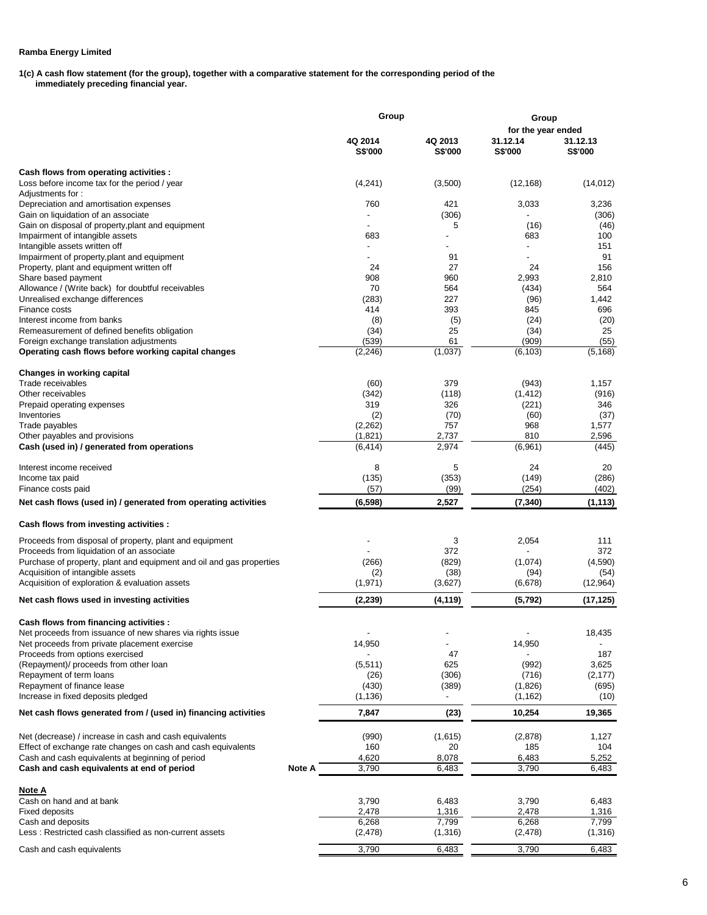**Ramba Energy Limited**

**1(c) A cash flow statement (for the group), together with a comparative statement for the corresponding period of the immediately preceding financial year.**

| | | Group | | Group | |
|---|---|---|---|---|---|
| | | | | for the year ended | |
| | | 4Q 2014 | 4Q 2013 | 31.12.14 | 31.12.13 |
| | | S$'000 | S$'000 | S$'000 | S$'000 |
| **Cash flows from operating activities :** | | | | | |
| Loss before income tax for the period / year | | (4,241) | (3,500) | (12,168) | (14,012) |
| Adjustments for : | | | | | |
| Depreciation and amortisation expenses | | 760 | 421 | 3,033 | 3,236 |
| Gain on liquidation of an associate | | - | (306) | - | (306) |
| Gain on disposal of property,plant and equipment | | - | 5 | (16) | (46) |
| Impairment of intangible assets | | 683 | - | 683 | 100 |
| Intangible assets written off | | - | - | - | 151 |
| Impairment of property,plant and equipment | | - | 91 | - | 91 |
| Property, plant and equipment written off | | 24 | 27 | 24 | 156 |
| Share based payment | | 908 | 960 | 2,993 | 2,810 |
| Allowance / (Write back) for doubtful receivables | | 70 | 564 | (434) | 564 |
| Unrealised exchange differences | | (283) | 227 | (96) | 1,442 |
| Finance costs | | 414 | 393 | 845 | 696 |
| Interest income from banks | | (8) | (5) | (24) | (20) |
| Remeasurement of defined benefits obligation | | (34) | 25 | (34) | 25 |
| Foreign exchange translation adjustments | | (539) | 61 | (909) | (55) |
| **Operating cash flows before working capital changes** | | (2,246) | (1,037) | (6,103) | (5,168) |
| **Changes in working capital** | | | | | |
| Trade receivables | | (60) | 379 | (943) | 1,157 |
| Other receivables | | (342) | (118) | (1,412) | (916) |
| Prepaid operating expenses | | 319 | 326 | (221) | 346 |
| Inventories | | (2) | (70) | (60) | (37) |
| Trade payables | | (2,262) | 757 | 968 | 1,577 |
| Other payables and provisions | | (1,821) | 2,737 | 810 | 2,596 |
| **Cash (used in) / generated from operations** | | (6,414) | 2,974 | (6,961) | (445) |
| Interest income received | | 8 | 5 | 24 | 20 |
| Income tax paid | | (135) | (353) | (149) | (286) |
| Finance costs paid | | (57) | (99) | (254) | (402) |
| **Net cash flows (used in) / generated from operating activities** | | **(6,598)** | **2,527** | **(7,340)** | **(1,113)** |
| **Cash flows from investing activities :** | | | | | |
| Proceeds from disposal of property, plant and equipment | | - | 3 | 2,054 | 111 |
| Proceeds from liquidation of an associate | | - | 372 | - | 372 |
| Purchase of property, plant and equipment and oil and gas properties | | (266) | (829) | (1,074) | (4,590) |
| Acquisition of intangible assets | | (2) | (38) | (94) | (54) |
| Acquisition of exploration & evaluation assets | | (1,971) | (3,627) | (6,678) | (12,964) |
| **Net cash flows used in investing activities** | | **(2,239)** | **(4,119)** | **(5,792)** | **(17,125)** |
| **Cash flows from financing activities :** | | | | | |
| Net proceeds from issuance of new shares via rights issue | | - | - | - | 18,435 |
| Net proceeds from private placement exercise | | 14,950 | - | 14,950 | - |
| Proceeds from options exercised | | - | 47 | - | 187 |
| (Repayment)/ proceeds from other loan | | (5,511) | 625 | (992) | 3,625 |
| Repayment of term loans | | (26) | (306) | (716) | (2,177) |
| Repayment of finance lease | | (430) | (389) | (1,826) | (695) |
| Increase in fixed deposits pledged | | (1,136) | - | (1,162) | (10) |
| **Net cash flows generated from / (used in) financing activities** | | **7,847** | **(23)** | **10,254** | **19,365** |
| Net (decrease) / increase in cash and cash equivalents | | (990) | (1,615) | (2,878) | 1,127 |
| Effect of exchange rate changes on cash and cash equivalents | | 160 | 20 | 185 | 104 |
| Cash and cash equivalents at beginning of period | | 4,620 | 8,078 | 6,483 | 5,252 |
| **Cash and cash equivalents at end of period** | **Note A** | 3,790 | 6,483 | 3,790 | 6,483 |
| **Note A** | | | | | |
| Cash on hand and at bank | | 3,790 | 6,483 | 3,790 | 6,483 |
| Fixed deposits | | 2,478 | 1,316 | 2,478 | 1,316 |
| Cash and deposits | | 6,268 | 7,799 | 6,268 | 7,799 |
| Less : Restricted cash classified as non-current assets | | (2,478) | (1,316) | (2,478) | (1,316) |
| Cash and cash equivalents | | 3,790 | 6,483 | 3,790 | 6,483 |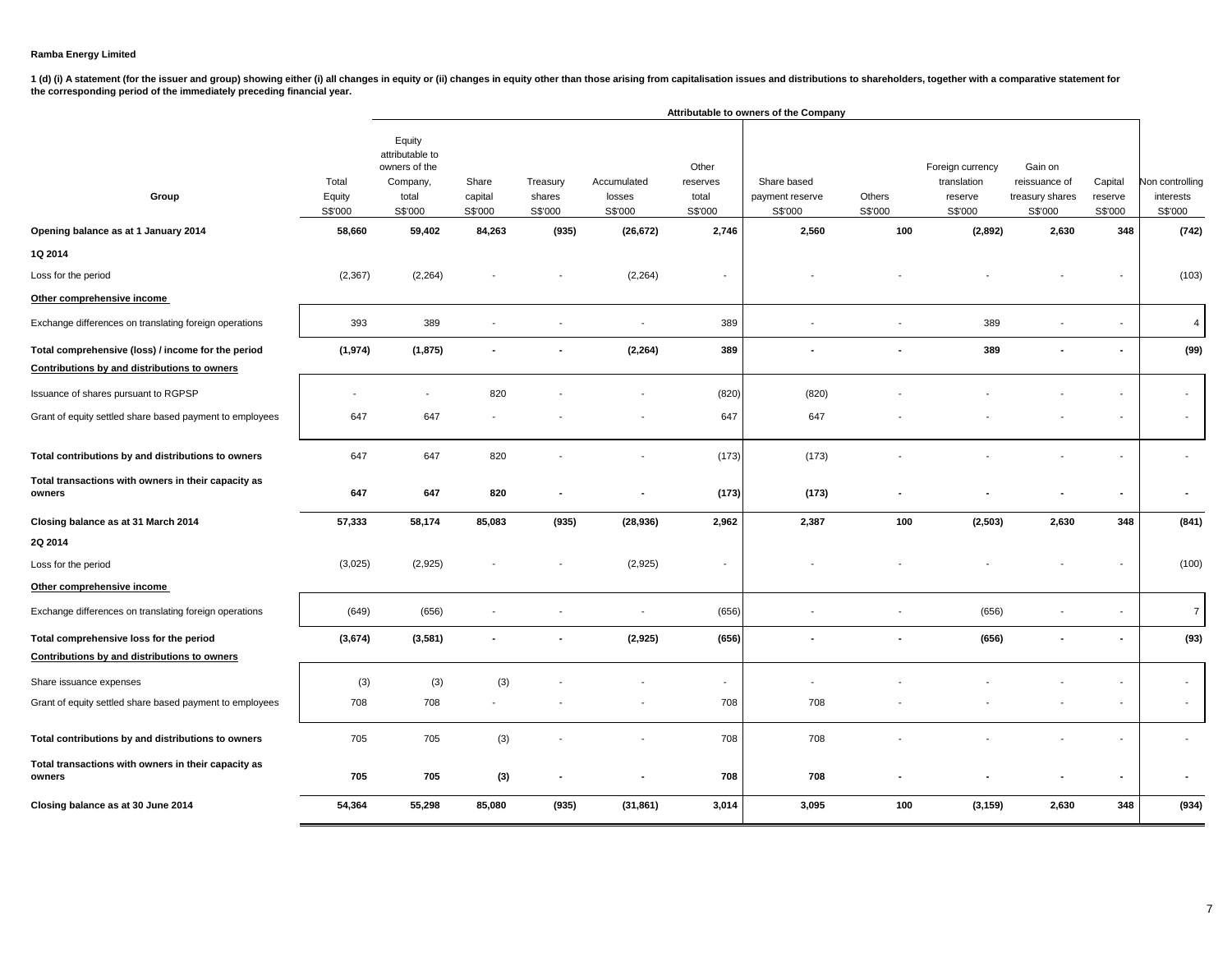**Ramba Energy Limited**

**1 (d) (i) A statement (for the issuer and group) showing either (i) all changes in equity or (ii) changes in equity other than those arising from capitalisation issues and distributions to shareholders, together with a comparative statement for the corresponding period of the immediately preceding financial year.**

| | | Attributable to owners of the Company | | | | | | | | | | |
|---|---|---|---|---|---|---|---|---|---|---|---|---|
| **Group** | Total Equity S$'000 | Equity attributable to owners of the Company, total S$'000 | Share capital S$'000 | Treasury shares S$'000 | Accumulated losses S$'000 | Other reserves total S$'000 | Share based payment reserve S$'000 | Others S$'000 | Foreign currency translation reserve S$'000 | Gain on reissuance of treasury shares S$'000 | Capital reserve S$'000 | Non controlling interests S$'000 |
| **Opening balance as at 1 January 2014** | **58,660** | **59,402** | **84,263** | **(935)** | **(26,672)** | **2,746** | **2,560** | **100** | **(2,892)** | **2,630** | **348** | **(742)** |
| **1Q 2014** | | | | | | | | | | | | |
| Loss for the period | (2,367) | (2,264) | - | - | (2,264) | - | - | - | - | - | - | (103) |
| **Other comprehensive income** | | | | | | | | | | | | |
| Exchange differences on translating foreign operations | 393 | 389 | - | - | - | 389 | - | - | 389 | - | - | 4 |
| **Total comprehensive (loss) / income for the period** | **(1,974)** | **(1,875)** | **-** | **-** | **(2,264)** | **389** | **-** | **-** | **389** | **-** | **-** | **(99)** |
| **Contributions by and distributions to owners** | | | | | | | | | | | | |
| Issuance of shares pursuant to RGPSP | - | - | 820 | - | - | (820) | (820) | - | - | - | - | - |
| Grant of equity settled share based payment to employees | 647 | 647 | - | - | - | 647 | 647 | - | - | - | - | - |
| **Total contributions by and distributions to owners** | 647 | 647 | 820 | - | - | (173) | (173) | - | - | - | - | - |
| **Total transactions with owners in their capacity as owners** | **647** | **647** | **820** | **-** | **-** | **(173)** | **(173)** | **-** | **-** | **-** | **-** | **-** |
| **Closing balance as at 31 March 2014** | **57,333** | **58,174** | **85,083** | **(935)** | **(28,936)** | **2,962** | **2,387** | **100** | **(2,503)** | **2,630** | **348** | **(841)** |
| **2Q 2014** | | | | | | | | | | | | |
| Loss for the period | (3,025) | (2,925) | - | - | (2,925) | - | - | - | - | - | - | (100) |
| **Other comprehensive income** | | | | | | | | | | | | |
| Exchange differences on translating foreign operations | (649) | (656) | - | - | - | (656) | - | - | (656) | - | - | 7 |
| **Total comprehensive loss for the period** | **(3,674)** | **(3,581)** | **-** | **-** | **(2,925)** | **(656)** | **-** | **-** | **(656)** | **-** | **-** | **(93)** |
| **Contributions by and distributions to owners** | | | | | | | | | | | | |
| Share issuance expenses | (3) | (3) | (3) | - | - | - | - | - | - | - | - | - |
| Grant of equity settled share based payment to employees | 708 | 708 | - | - | - | 708 | 708 | - | - | - | - | - |
| **Total contributions by and distributions to owners** | 705 | 705 | (3) | - | - | 708 | 708 | - | - | - | - | - |
| **Total transactions with owners in their capacity as owners** | **705** | **705** | **(3)** | **-** | **-** | **708** | **708** | **-** | **-** | **-** | **-** | **-** |
| **Closing balance as at 30 June 2014** | **54,364** | **55,298** | **85,080** | **(935)** | **(31,861)** | **3,014** | **3,095** | **100** | **(3,159)** | **2,630** | **348** | **(934)** |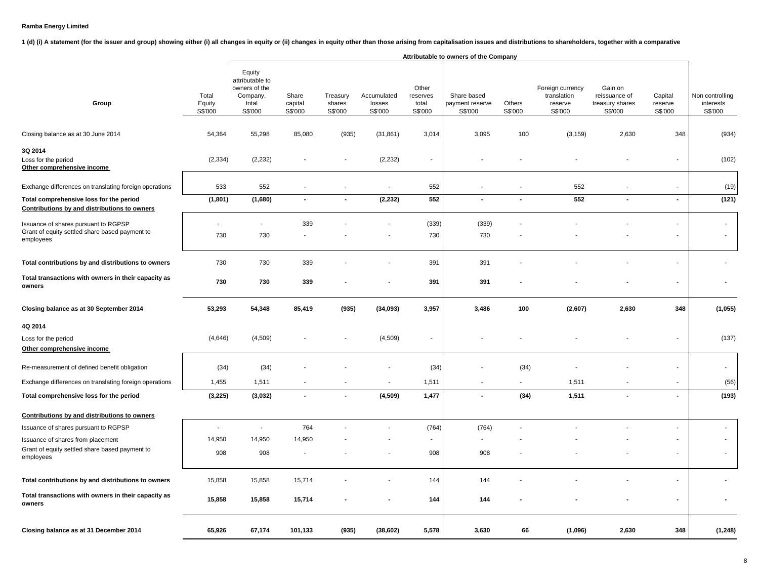**Ramba Energy Limited**

**1 (d) (i) A statement (for the issuer and group) showing either (i) all changes in equity or (ii) changes in equity other than those arising from capitalisation issues and distributions to shareholders, together with a comparative**

| | | Attributable to owners of the Company | | | | | | | | | | |
|---|---|---|---|---|---|---|---|---|---|---|---|---|
| Group | Total Equity S$'000 | Equity attributable to owners of the Company, total S$'000 | Share capital S$'000 | Treasury shares S$'000 | Accumulated losses S$'000 | Other reserves total S$'000 | Share based payment reserve S$'000 | Others S$'000 | Foreign currency translation reserve S$'000 | Gain on reissuance of treasury shares S$'000 | Capital reserve S$'000 | Non controlling interests S$'000 |
| Closing balance as at 30 June 2014 | 54,364 | 55,298 | 85,080 | (935) | (31,861) | 3,014 | 3,095 | 100 | (3,159) | 2,630 | 348 | (934) |
| **3Q 2014** | | | | | | | | | | | | |
| Loss for the period | (2,334) | (2,232) | - | - | (2,232) | - | - | - | - | - | - | (102) |
| **Other comprehensive income** | | | | | | | | | | | | |
| Exchange differences on translating foreign operations | 533 | 552 | - | - | - | 552 | - | - | 552 | - | - | (19) |
| **Total comprehensive loss for the period** | **(1,801)** | **(1,680)** | **-** | **-** | **(2,232)** | **552** | **-** | **-** | **552** | **-** | **-** | **(121)** |
| **Contributions by and distributions to owners** | | | | | | | | | | | | |
| Issuance of shares pursuant to RGPSP | - | - | 339 | - | - | (339) | (339) | - | - | - | - | - |
| Grant of equity settled share based payment to employees | 730 | 730 | - | - | - | 730 | 730 | - | - | - | - | - |
| **Total contributions by and distributions to owners** | 730 | 730 | 339 | - | - | 391 | 391 | - | - | - | - | - |
| **Total transactions with owners in their capacity as owners** | **730** | **730** | **339** | **-** | **-** | **391** | **391** | **-** | **-** | **-** | **-** | **-** |
| **Closing balance as at 30 September 2014** | **53,293** | **54,348** | **85,419** | **(935)** | **(34,093)** | **3,957** | **3,486** | **100** | **(2,607)** | **2,630** | **348** | **(1,055)** |
| **4Q 2014** | | | | | | | | | | | | |
| Loss for the period | (4,646) | (4,509) | - | - | (4,509) | - | - | - | - | - | - | (137) |
| **Other comprehensive income** | | | | | | | | | | | | |
| Re-measurement of defined benefit obligation | (34) | (34) | - | - | - | (34) | - | (34) | - | - | - | - |
| Exchange differences on translating foreign operations | 1,455 | 1,511 | - | - | - | 1,511 | - | - | 1,511 | - | - | (56) |
| **Total comprehensive loss for the period** | **(3,225)** | **(3,032)** | **-** | **-** | **(4,509)** | **1,477** | **-** | **(34)** | **1,511** | **-** | **-** | **(193)** |
| **Contributions by and distributions to owners** | | | | | | | | | | | | |
| Issuance of shares pursuant to RGPSP | - | - | 764 | - | - | (764) | (764) | - | - | - | - | - |
| Issuance of shares from placement | 14,950 | 14,950 | 14,950 | - | - | - | - | - | - | - | - | - |
| Grant of equity settled share based payment to employees | 908 | 908 | - | - | - | 908 | 908 | - | - | - | - | - |
| **Total contributions by and distributions to owners** | 15,858 | 15,858 | 15,714 | - | - | 144 | 144 | - | - | - | - | - |
| **Total transactions with owners in their capacity as owners** | **15,858** | **15,858** | **15,714** | **-** | **-** | **144** | **144** | **-** | **-** | **-** | **-** | **-** |
| **Closing balance as at 31 December 2014** | **65,926** | **67,174** | **101,133** | **(935)** | **(38,602)** | **5,578** | **3,630** | **66** | **(1,096)** | **2,630** | **348** | **(1,248)** |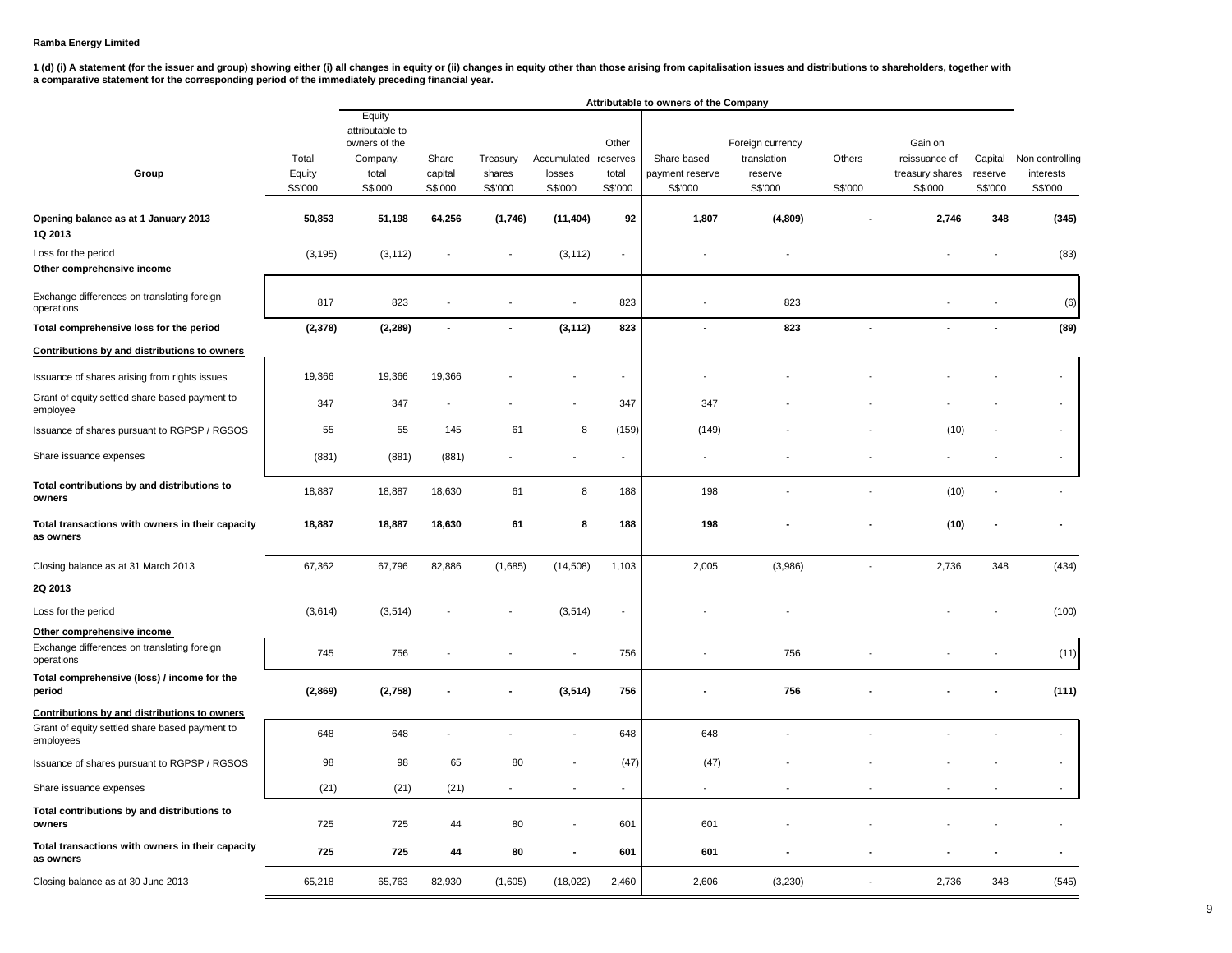**Ramba Energy Limited**

**1 (d) (i) A statement (for the issuer and group) showing either (i) all changes in equity or (ii) changes in equity other than those arising from capitalisation issues and distributions to shareholders, together with a comparative statement for the corresponding period of the immediately preceding financial year.**

| | | Attributable to owners of the Company | | | | | | | | | | |
|---|---|---|---|---|---|---|---|---|---|---|---|---|
| **Group** | Total Equity S$'000 | Equity attributable to owners of the Company, total S$'000 | Share capital S$'000 | Treasury shares S$'000 | Accumulated losses S$'000 | Other reserves total S$'000 | Share based payment reserve S$'000 | Foreign currency translation reserve S$'000 | Others S$'000 | Gain on reissuance of treasury shares S$'000 | Capital reserve S$'000 | Non controlling interests S$'000 |
| **Opening balance as at 1 January 2013** | **50,853** | **51,198** | **64,256** | **(1,746)** | **(11,404)** | **92** | **1,807** | **(4,809)** | **-** | **2,746** | **348** | **(345)** |
| **1Q 2013** | | | | | | | | | | | | |
| Loss for the period | (3,195) | (3,112) | - | - | (3,112) | - | - | - | | - | - | (83) |
| **Other comprehensive income** | | | | | | | | | | | | |
| Exchange differences on translating foreign operations | 817 | 823 | - | - | - | 823 | - | 823 | | - | - | (6) |
| **Total comprehensive loss for the period** | **(2,378)** | **(2,289)** | **-** | **-** | **(3,112)** | **823** | **-** | **823** | **-** | **-** | **-** | **(89)** |
| **Contributions by and distributions to owners** | | | | | | | | | | | | |
| Issuance of shares arising from rights issues | 19,366 | 19,366 | 19,366 | - | - | - | - | - | - | - | - | - |
| Grant of equity settled share based payment to employee | 347 | 347 | - | - | - | 347 | 347 | - | - | - | - | - |
| Issuance of shares pursuant to RGPSP / RGSOS | 55 | 55 | 145 | 61 | 8 | (159) | (149) | - | - | (10) | - | - |
| Share issuance expenses | (881) | (881) | (881) | - | - | - | - | - | - | - | - | - |
| **Total contributions by and distributions to owners** | 18,887 | 18,887 | 18,630 | 61 | 8 | 188 | 198 | - | - | (10) | - | - |
| **Total transactions with owners in their capacity as owners** | **18,887** | **18,887** | **18,630** | **61** | **8** | **188** | **198** | **-** | **-** | **(10)** | **-** | **-** |
| Closing balance as at 31 March 2013 | 67,362 | 67,796 | 82,886 | (1,685) | (14,508) | 1,103 | 2,005 | (3,986) | - | 2,736 | 348 | (434) |
| **2Q 2013** | | | | | | | | | | | | |
| Loss for the period | (3,614) | (3,514) | - | - | (3,514) | - | - | - | | - | - | (100) |
| **Other comprehensive income** | | | | | | | | | | | | |
| Exchange differences on translating foreign operations | 745 | 756 | - | - | - | 756 | - | 756 | - | - | - | (11) |
| **Total comprehensive (loss) / income for the period** | **(2,869)** | **(2,758)** | **-** | **-** | **(3,514)** | **756** | **-** | **756** | **-** | **-** | **-** | **(111)** |
| **Contributions by and distributions to owners** | | | | | | | | | | | | |
| Grant of equity settled share based payment to employees | 648 | 648 | - | - | - | 648 | 648 | - | - | - | - | - |
| Issuance of shares pursuant to RGPSP / RGSOS | 98 | 98 | 65 | 80 | - | (47) | (47) | - | - | - | - | - |
| Share issuance expenses | (21) | (21) | (21) | - | - | - | - | - | - | - | - | - |
| **Total contributions by and distributions to owners** | 725 | 725 | 44 | 80 | - | 601 | 601 | - | - | - | - | - |
| **Total transactions with owners in their capacity as owners** | **725** | **725** | **44** | **80** | **-** | **601** | **601** | **-** | **-** | **-** | **-** | **-** |
| Closing balance as at 30 June 2013 | 65,218 | 65,763 | 82,930 | (1,605) | (18,022) | 2,460 | 2,606 | (3,230) | - | 2,736 | 348 | (545) |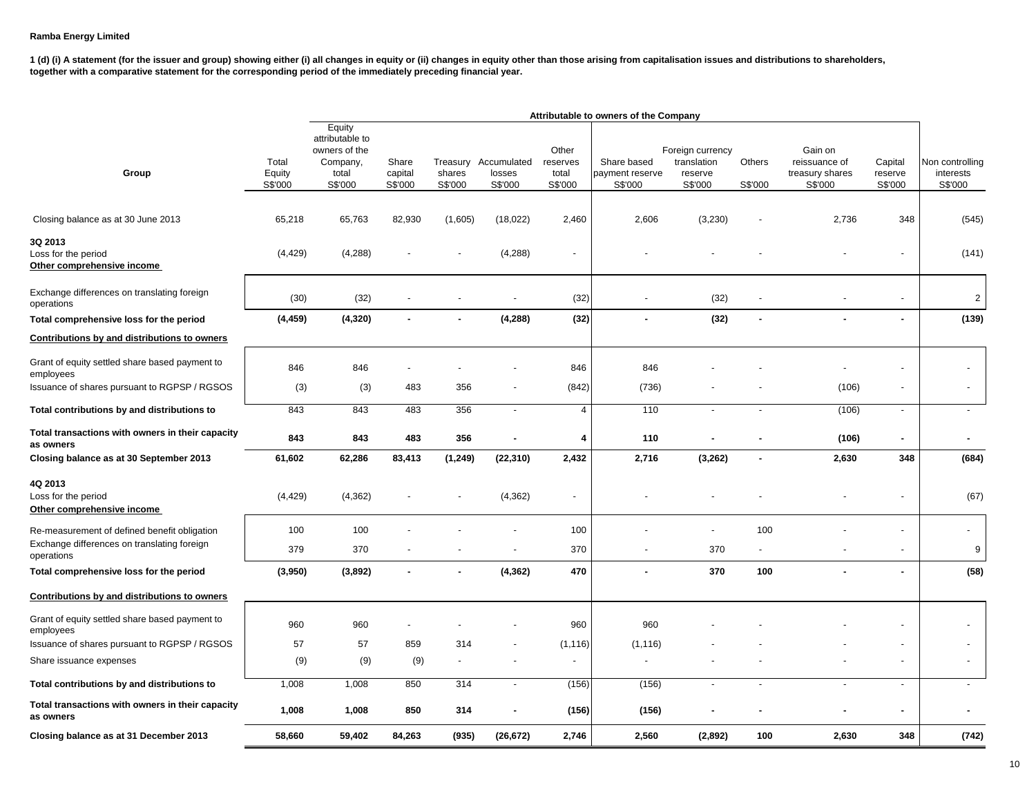**Ramba Energy Limited**

**1 (d) (i) A statement (for the issuer and group) showing either (i) all changes in equity or (ii) changes in equity other than those arising from capitalisation issues and distributions to shareholders, together with a comparative statement for the corresponding period of the immediately preceding financial year.**

| Group | Total Equity S$'000 | Equity attributable to owners of the Company, total S$'000 | Share capital S$'000 | Treasury shares S$'000 | Accumulated losses S$'000 | Other reserves total S$'000 | Share based payment reserve S$'000 | Foreign currency translation reserve S$'000 | Others S$'000 | Gain on reissuance of treasury shares S$'000 | Capital reserve S$'000 | Non controlling interests S$'000 |
|---|---|---|---|---|---|---|---|---|---|---|---|---|
| | | Attributable to owners of the Company | | | | | | | | | | |
| Closing balance as at 30 June 2013 | 65,218 | 65,763 | 82,930 | (1,605) | (18,022) | 2,460 | 2,606 | (3,230) | - | 2,736 | 348 | (545) |
| **3Q 2013** | | | | | | | | | | | | |
| Loss for the period | (4,429) | (4,288) | - | - | (4,288) | - | - | - | - | - | - | (141) |
| **Other comprehensive income** | | | | | | | | | | | | |
| Exchange differences on translating foreign operations | (30) | (32) | - | - | - | (32) | - | (32) | - | - | - | 2 |
| **Total comprehensive loss for the period** | **(4,459)** | **(4,320)** | **-** | **-** | **(4,288)** | **(32)** | **-** | **(32)** | **-** | **-** | **-** | **(139)** |
| **Contributions by and distributions to owners** | | | | | | | | | | | | |
| Grant of equity settled share based payment to employees | 846 | 846 | - | - | - | 846 | 846 | - | - | - | - | - |
| Issuance of shares pursuant to RGPSP / RGSOS | (3) | (3) | 483 | 356 | - | (842) | (736) | - | - | (106) | - | - |
| **Total contributions by and distributions to** | 843 | 843 | 483 | 356 | - | 4 | 110 | - | - | (106) | - | - |
| **Total transactions with owners in their capacity as owners** | **843** | **843** | **483** | **356** | **-** | **4** | **110** | **-** | **-** | **(106)** | **-** | **-** |
| **Closing balance as at 30 September 2013** | **61,602** | **62,286** | **83,413** | **(1,249)** | **(22,310)** | **2,432** | **2,716** | **(3,262)** | **-** | **2,630** | **348** | **(684)** |
| **4Q 2013** | | | | | | | | | | | | |
| Loss for the period | (4,429) | (4,362) | - | - | (4,362) | - | - | - | - | - | - | (67) |
| **Other comprehensive income** | | | | | | | | | | | | |
| Re-measurement of defined benefit obligation | 100 | 100 | - | - | - | 100 | - | - | 100 | - | - | - |
| Exchange differences on translating foreign operations | 379 | 370 | - | - | - | 370 | - | 370 | - | - | - | 9 |
| **Total comprehensive loss for the period** | **(3,950)** | **(3,892)** | **-** | **-** | **(4,362)** | **470** | **-** | **370** | **100** | **-** | **-** | **(58)** |
| **Contributions by and distributions to owners** | | | | | | | | | | | | |
| Grant of equity settled share based payment to employees | 960 | 960 | - | - | - | 960 | 960 | - | - | - | - | - |
| Issuance of shares pursuant to RGPSP / RGSOS | 57 | 57 | 859 | 314 | - | (1,116) | (1,116) | - | - | - | - | - |
| Share issuance expenses | (9) | (9) | (9) | - | - | - | - | - | - | - | - | - |
| **Total contributions by and distributions to** | 1,008 | 1,008 | 850 | 314 | - | (156) | (156) | - | - | - | - | - |
| **Total transactions with owners in their capacity as owners** | **1,008** | **1,008** | **850** | **314** | **-** | **(156)** | **(156)** | **-** | **-** | **-** | **-** | **-** |
| **Closing balance as at 31 December 2013** | **58,660** | **59,402** | **84,263** | **(935)** | **(26,672)** | **2,746** | **2,560** | **(2,892)** | **100** | **2,630** | **348** | **(742)** |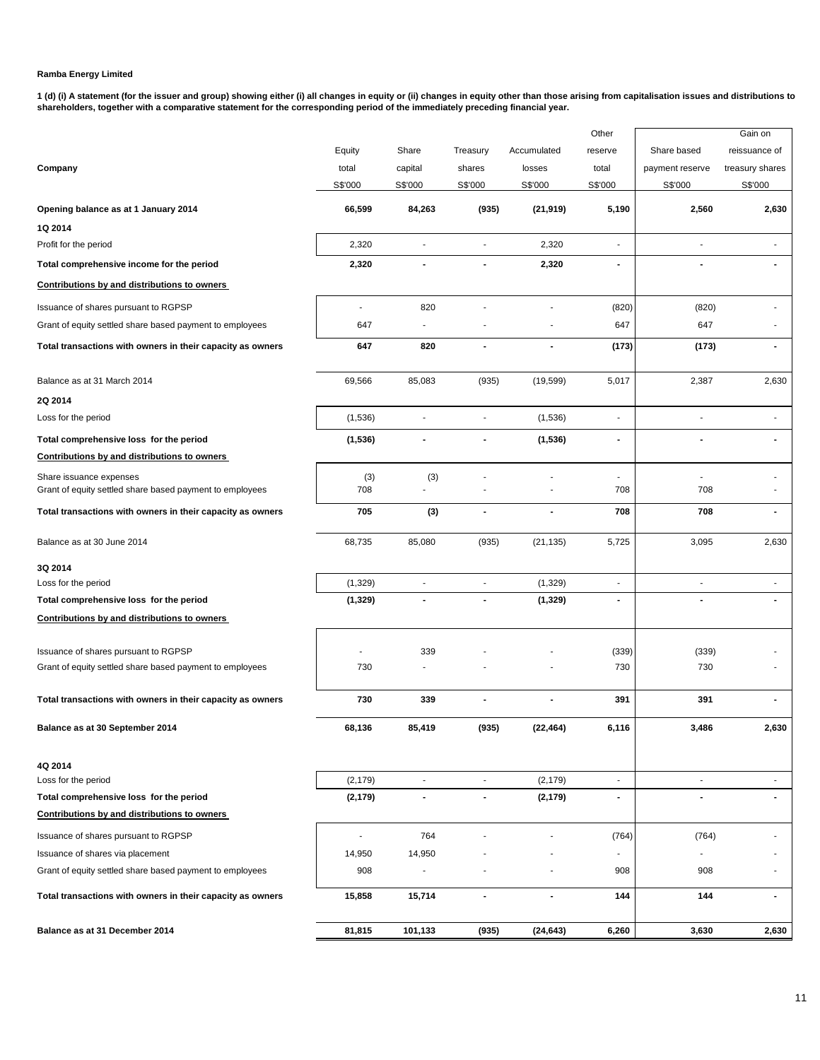**Ramba Energy Limited**

**1 (d) (i) A statement (for the issuer and group) showing either (i) all changes in equity or (ii) changes in equity other than those arising from capitalisation issues and distributions to shareholders, together with a comparative statement for the corresponding period of the immediately preceding financial year.**

| **Company** | Equity total S$'000 | Share capital S$'000 | Treasury shares S$'000 | Accumulated losses S$'000 | Other reserve total S$'000 | Share based payment reserve S$'000 | Gain on reissuance of treasury shares S$'000 |
|---|---|---|---|---|---|---|---|
| **Opening balance as at 1 January 2014** | **66,599** | **84,263** | **(935)** | **(21,919)** | **5,190** | **2,560** | **2,630** |
| **1Q 2014** | | | | | | | |
| Profit for the period | 2,320 | - | - | 2,320 | - | - | - |
| **Total comprehensive income for the period** | **2,320** | **-** | **-** | **2,320** | **-** | **-** | **-** |
| **Contributions by and distributions to owners** | | | | | | | |
| Issuance of shares pursuant to RGPSP | - | 820 | - | - | (820) | (820) | - |
| Grant of equity settled share based payment to employees | 647 | - | - | - | 647 | 647 | - |
| **Total transactions with owners in their capacity as owners** | **647** | **820** | **-** | **-** | **(173)** | **(173)** | **-** |
| Balance as at 31 March 2014 | 69,566 | 85,083 | (935) | (19,599) | 5,017 | 2,387 | 2,630 |
| **2Q 2014** | | | | | | | |
| Loss for the period | (1,536) | - | - | (1,536) | - | - | - |
| **Total comprehensive loss for the period** | **(1,536)** | **-** | **-** | **(1,536)** | **-** | **-** | **-** |
| **Contributions by and distributions to owners** | | | | | | | |
| Share issuance expenses | (3) | (3) | - | - | - | - | - |
| Grant of equity settled share based payment to employees | 708 | - | - | - | 708 | 708 | - |
| **Total transactions with owners in their capacity as owners** | **705** | **(3)** | **-** | **-** | **708** | **708** | **-** |
| Balance as at 30 June 2014 | 68,735 | 85,080 | (935) | (21,135) | 5,725 | 3,095 | 2,630 |
| **3Q 2014** | | | | | | | |
| Loss for the period | (1,329) | - | - | (1,329) | - | - | - |
| **Total comprehensive loss for the period** | **(1,329)** | **-** | **-** | **(1,329)** | **-** | **-** | **-** |
| **Contributions by and distributions to owners** | | | | | | | |
| Issuance of shares pursuant to RGPSP | - | 339 | - | - | (339) | (339) | - |
| Grant of equity settled share based payment to employees | 730 | - | - | - | 730 | 730 | - |
| **Total transactions with owners in their capacity as owners** | **730** | **339** | **-** | **-** | **391** | **391** | **-** |
| **Balance as at 30 September 2014** | **68,136** | **85,419** | **(935)** | **(22,464)** | **6,116** | **3,486** | **2,630** |
| **4Q 2014** | | | | | | | |
| Loss for the period | (2,179) | - | - | (2,179) | - | - | - |
| **Total comprehensive loss for the period** | **(2,179)** | **-** | **-** | **(2,179)** | **-** | **-** | **-** |
| **Contributions by and distributions to owners** | | | | | | | |
| Issuance of shares pursuant to RGPSP | - | 764 | - | - | (764) | (764) | - |
| Issuance of shares via placement | 14,950 | 14,950 | - | - | - | - | - |
| Grant of equity settled share based payment to employees | 908 | - | - | - | 908 | 908 | - |
| **Total transactions with owners in their capacity as owners** | **15,858** | **15,714** | **-** | **-** | **144** | **144** | **-** |
| **Balance as at 31 December 2014** | **81,815** | **101,133** | **(935)** | **(24,643)** | **6,260** | **3,630** | **2,630** |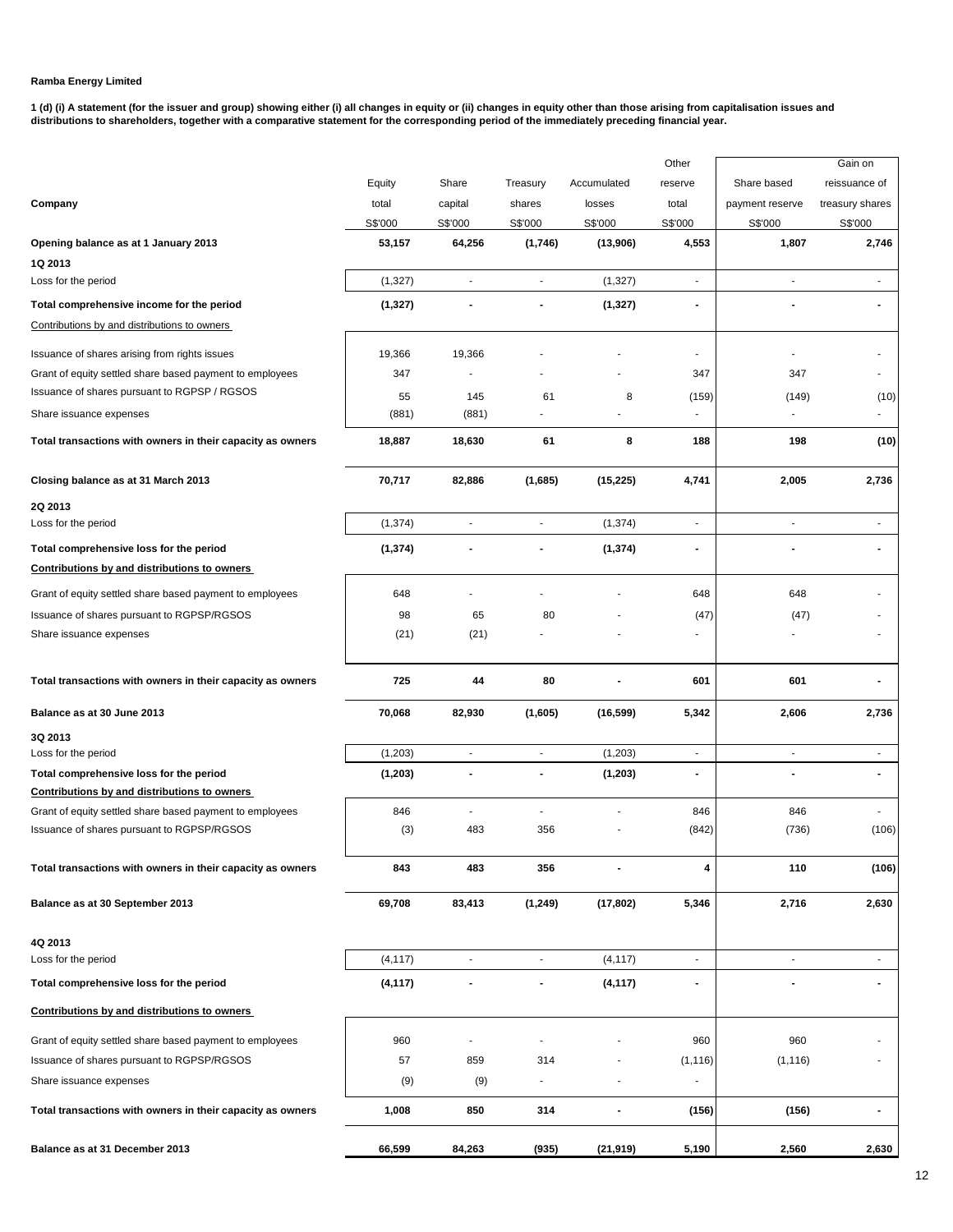**Ramba Energy Limited**

**1 (d) (i) A statement (for the issuer and group) showing either (i) all changes in equity or (ii) changes in equity other than those arising from capitalisation issues and distributions to shareholders, together with a comparative statement for the corresponding period of the immediately preceding financial year.**

| Company | Equity total | Share capital | Treasury shares | Accumulated losses | Other reserve total | Share based payment reserve | Gain on reissuance of treasury shares |
|---|---|---|---|---|---|---|---|
| | S$'000 | S$'000 | S$'000 | S$'000 | S$'000 | S$'000 | S$'000 |
| **Opening balance as at 1 January 2013** | **53,157** | **64,256** | **(1,746)** | **(13,906)** | **4,553** | **1,807** | **2,746** |
| **1Q 2013** | | | | | | | |
| Loss for the period | (1,327) | - | - | (1,327) | - | - | - |
| **Total comprehensive income for the period** | **(1,327)** | **-** | **-** | **(1,327)** | **-** | **-** | **-** |
| Contributions by and distributions to owners | | | | | | | |
| Issuance of shares arising from rights issues | 19,366 | 19,366 | - | - | - | - | - |
| Grant of equity settled share based payment to employees | 347 | - | - | - | 347 | 347 | - |
| Issuance of shares pursuant to RGPSP / RGSOS | 55 | 145 | 61 | 8 | (159) | (149) | (10) |
| Share issuance expenses | (881) | (881) | - | - | - | - | - |
| **Total transactions with owners in their capacity as owners** | **18,887** | **18,630** | **61** | **8** | **188** | **198** | **(10)** |
| **Closing balance as at 31 March 2013** | **70,717** | **82,886** | **(1,685)** | **(15,225)** | **4,741** | **2,005** | **2,736** |
| **2Q 2013** | | | | | | | |
| Loss for the period | (1,374) | - | - | (1,374) | - | - | - |
| **Total comprehensive loss for the period** | **(1,374)** | **-** | **-** | **(1,374)** | **-** | **-** | **-** |
| **Contributions by and distributions to owners** | | | | | | | |
| Grant of equity settled share based payment to employees | 648 | - | - | - | 648 | 648 | - |
| Issuance of shares pursuant to RGPSP/RGSOS | 98 | 65 | 80 | - | (47) | (47) | - |
| Share issuance expenses | (21) | (21) | - | - | - | - | - |
| **Total transactions with owners in their capacity as owners** | **725** | **44** | **80** | **-** | **601** | **601** | **-** |
| **Balance as at 30 June 2013** | **70,068** | **82,930** | **(1,605)** | **(16,599)** | **5,342** | **2,606** | **2,736** |
| **3Q 2013** | | | | | | | |
| Loss for the period | (1,203) | - | - | (1,203) | - | - | - |
| **Total comprehensive loss for the period** | **(1,203)** | **-** | **-** | **(1,203)** | **-** | **-** | **-** |
| **Contributions by and distributions to owners** | | | | | | | |
| Grant of equity settled share based payment to employees | 846 | - | - | - | 846 | 846 | - |
| Issuance of shares pursuant to RGPSP/RGSOS | (3) | 483 | 356 | - | (842) | (736) | (106) |
| **Total transactions with owners in their capacity as owners** | **843** | **483** | **356** | **-** | **4** | **110** | **(106)** |
| **Balance as at 30 September 2013** | **69,708** | **83,413** | **(1,249)** | **(17,802)** | **5,346** | **2,716** | **2,630** |
| **4Q 2013** | | | | | | | |
| Loss for the period | (4,117) | - | - | (4,117) | - | - | - |
| **Total comprehensive loss for the period** | **(4,117)** | **-** | **-** | **(4,117)** | **-** | **-** | **-** |
| **Contributions by and distributions to owners** | | | | | | | |
| Grant of equity settled share based payment to employees | 960 | - | - | - | 960 | 960 | - |
| Issuance of shares pursuant to RGPSP/RGSOS | 57 | 859 | 314 | - | (1,116) | (1,116) | - |
| Share issuance expenses | (9) | (9) | - | - | - | | |
| **Total transactions with owners in their capacity as owners** | **1,008** | **850** | **314** | **-** | **(156)** | **(156)** | **-** |
| **Balance as at 31 December 2013** | **66,599** | **84,263** | **(935)** | **(21,919)** | **5,190** | **2,560** | **2,630** |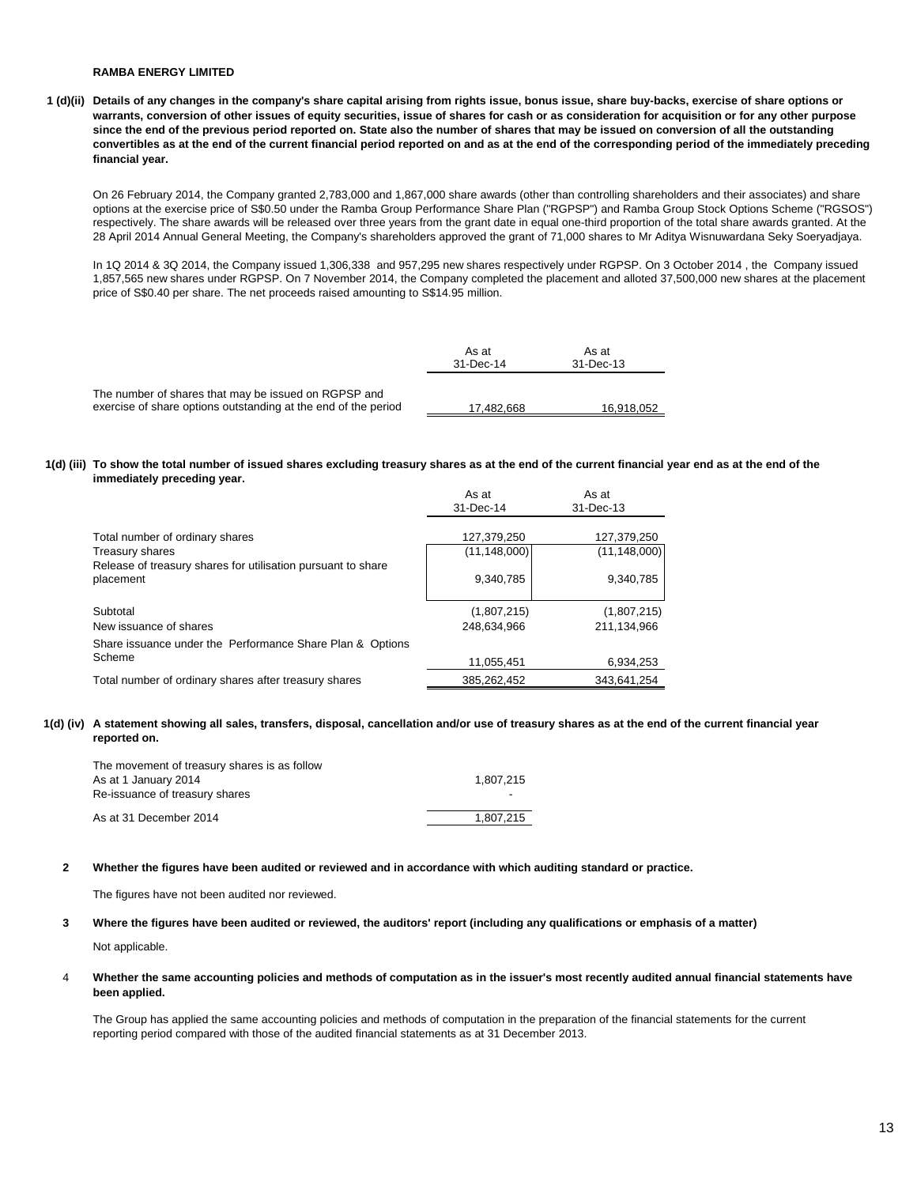**RAMBA ENERGY LIMITED**

**1 (d)(ii) Details of any changes in the company's share capital arising from rights issue, bonus issue, share buy-backs, exercise of share options or warrants, conversion of other issues of equity securities, issue of shares for cash or as consideration for acquisition or for any other purpose since the end of the previous period reported on. State also the number of shares that may be issued on conversion of all the outstanding convertibles as at the end of the current financial period reported on and as at the end of the corresponding period of the immediately preceding financial year.**

On 26 February 2014, the Company granted 2,783,000 and 1,867,000 share awards (other than controlling shareholders and their associates) and share options at the exercise price of S$0.50 under the Ramba Group Performance Share Plan ("RGPSP") and Ramba Group Stock Options Scheme ("RGSOS") respectively. The share awards will be released over three years from the grant date in equal one-third proportion of the total share awards granted. At the 28 April 2014 Annual General Meeting, the Company's shareholders approved the grant of 71,000 shares to Mr Aditya Wisnuwardana Seky Soeryadjaya.

In 1Q 2014 & 3Q 2014, the Company issued 1,306,338 and 957,295 new shares respectively under RGPSP. On 3 October 2014 , the Company issued 1,857,565 new shares under RGPSP. On 7 November 2014, the Company completed the placement and alloted 37,500,000 new shares at the placement price of S$0.40 per share. The net proceeds raised amounting to S$14.95 million.

| | As at 31-Dec-14 | As at 31-Dec-13 |
|---|---|---|
| The number of shares that may be issued on RGPSP and exercise of share options outstanding at the end of the period | 17,482,668 | 16,918,052 |

**1(d) (iii) To show the total number of issued shares excluding treasury shares as at the end of the current financial year end as at the end of the immediately preceding year.**

| | As at 31-Dec-14 | As at 31-Dec-13 |
|---|---|---|
| Total number of ordinary shares | 127,379,250 | 127,379,250 |
| Treasury shares | (11,148,000) | (11,148,000) |
| Release of treasury shares for utilisation pursuant to share placement | 9,340,785 | 9,340,785 |
| Subtotal | (1,807,215) | (1,807,215) |
| New issuance of shares | 248,634,966 | 211,134,966 |
| Share issuance under the Performance Share Plan & Options Scheme | 11,055,451 | 6,934,253 |
| Total number of ordinary shares after treasury shares | 385,262,452 | 343,641,254 |

**1(d) (iv) A statement showing all sales, transfers, disposal, cancellation and/or use of treasury shares as at the end of the current financial year reported on.**

| The movement of treasury shares is as follow | |
|---|---|
| As at 1 January 2014 | 1,807,215 |
| Re-issuance of treasury shares | - |
| As at 31 December 2014 | 1,807,215 |

**2 Whether the figures have been audited or reviewed and in accordance with which auditing standard or practice.**

The figures have not been audited nor reviewed.

**3 Where the figures have been audited or reviewed, the auditors' report (including any qualifications or emphasis of a matter)**

Not applicable.

4 **Whether the same accounting policies and methods of computation as in the issuer's most recently audited annual financial statements have been applied.**

The Group has applied the same accounting policies and methods of computation in the preparation of the financial statements for the current reporting period compared with those of the audited financial statements as at 31 December 2013.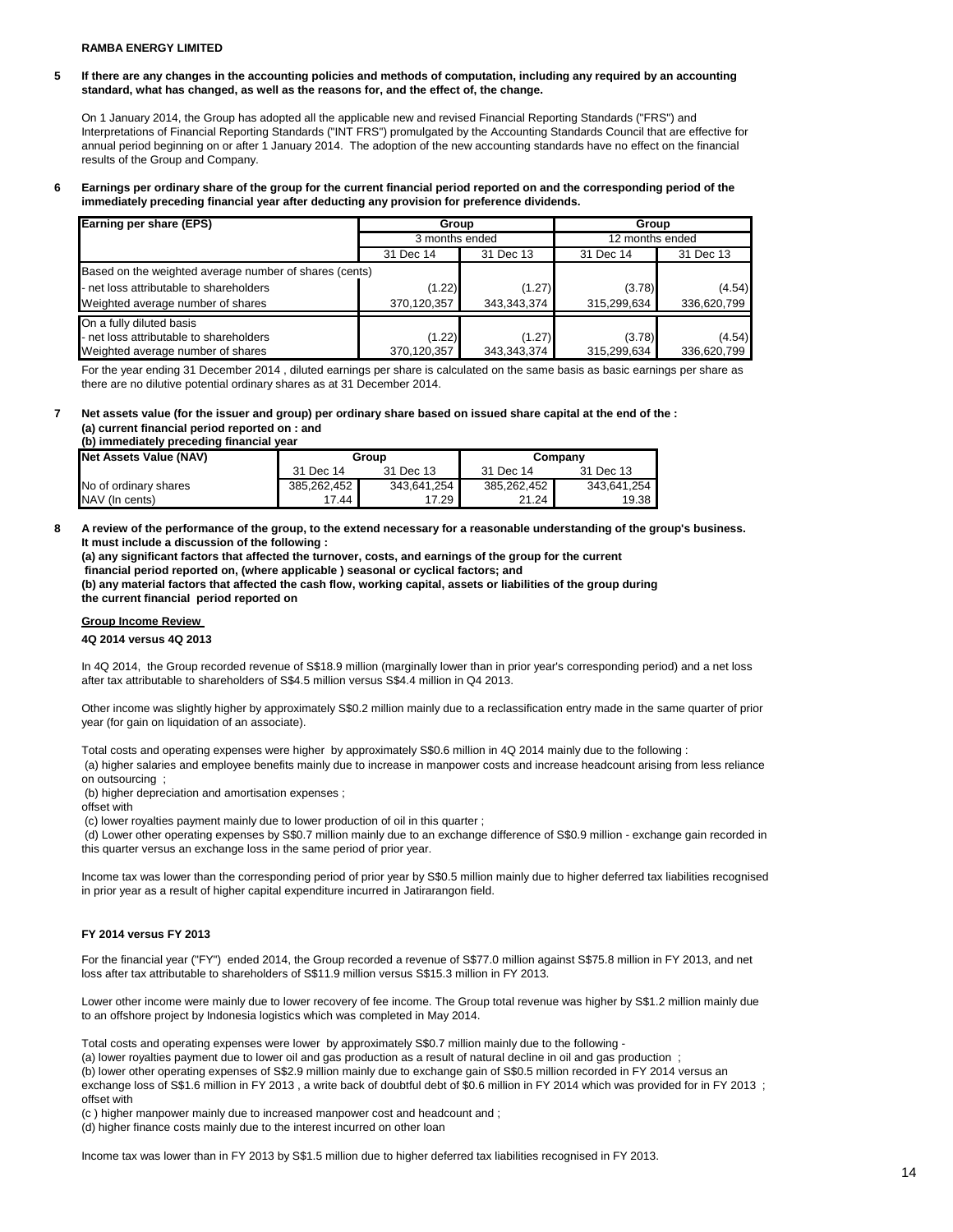**RAMBA ENERGY LIMITED**

**5 If there are any changes in the accounting policies and methods of computation, including any required by an accounting standard, what has changed, as well as the reasons for, and the effect of, the change.**

On 1 January 2014, the Group has adopted all the applicable new and revised Financial Reporting Standards ("FRS") and Interpretations of Financial Reporting Standards ("INT FRS") promulgated by the Accounting Standards Council that are effective for annual period beginning on or after 1 January 2014. The adoption of the new accounting standards have no effect on the financial results of the Group and Company.

**6 Earnings per ordinary share of the group for the current financial period reported on and the corresponding period of the immediately preceding financial year after deducting any provision for preference dividends.**

| Earning per share (EPS) | Group | | Group | |
|---|---|---|---|---|
| | 3 months ended | | 12 months ended | |
| | 31 Dec 14 | 31 Dec 13 | 31 Dec 14 | 31 Dec 13 |
| Based on the weighted average number of shares (cents) | | | | |
| - net loss attributable to shareholders | (1.22) | (1.27) | (3.78) | (4.54) |
| Weighted average number of shares | 370,120,357 | 343,343,374 | 315,299,634 | 336,620,799 |
| On a fully diluted basis | | | | |
| - net loss attributable to shareholders | (1.22) | (1.27) | (3.78) | (4.54) |
| Weighted average number of shares | 370,120,357 | 343,343,374 | 315,299,634 | 336,620,799 |

For the year ending 31 December 2014 , diluted earnings per share is calculated on the same basis as basic earnings per share as there are no dilutive potential ordinary shares as at 31 December 2014.

**7 Net assets value (for the issuer and group) per ordinary share based on issued share capital at the end of the :**
**(a) current financial period reported on : and**
**(b) immediately preceding financial year**

| Net Assets Value (NAV) | Group | | Company | |
|---|---|---|---|---|
| | 31 Dec 14 | 31 Dec 13 | 31 Dec 14 | 31 Dec 13 |
| No of ordinary shares | 385,262,452 | 343,641,254 | 385,262,452 | 343,641,254 |
| NAV (In cents) | 17.44 | 17.29 | 21.24 | 19.38 |

**8 A review of the performance of the group, to the extend necessary for a reasonable understanding of the group's business. It must include a discussion of the following :**
**(a) any significant factors that affected the turnover, costs, and earnings of the group for the current financial period reported on, (where applicable ) seasonal or cyclical factors; and**
**(b) any material factors that affected the cash flow, working capital, assets or liabilities of the group during the current financial period reported on**

**Group Income Review**

**4Q 2014 versus 4Q 2013**

In 4Q 2014, the Group recorded revenue of S$18.9 million (marginally lower than in prior year's corresponding period) and a net loss after tax attributable to shareholders of S$4.5 million versus S$4.4 million in Q4 2013.

Other income was slightly higher by approximately S$0.2 million mainly due to a reclassification entry made in the same quarter of prior year (for gain on liquidation of an associate).

Total costs and operating expenses were higher by approximately S$0.6 million in 4Q 2014 mainly due to the following :
(a) higher salaries and employee benefits mainly due to increase in manpower costs and increase headcount arising from less reliance on outsourcing ;
(b) higher depreciation and amortisation expenses ;
offset with
(c) lower royalties payment mainly due to lower production of oil in this quarter ;
(d) Lower other operating expenses by S$0.7 million mainly due to an exchange difference of S$0.9 million - exchange gain recorded in this quarter versus an exchange loss in the same period of prior year.

Income tax was lower than the corresponding period of prior year by S$0.5 million mainly due to higher deferred tax liabilities recognised in prior year as a result of higher capital expenditure incurred in Jatirarangon field.

**FY 2014 versus FY 2013**

For the financial year ("FY") ended 2014, the Group recorded a revenue of S$77.0 million against S$75.8 million in FY 2013, and net loss after tax attributable to shareholders of S$11.9 million versus S$15.3 million in FY 2013.

Lower other income were mainly due to lower recovery of fee income. The Group total revenue was higher by S$1.2 million mainly due to an offshore project by Indonesia logistics which was completed in May 2014.

Total costs and operating expenses were lower by approximately S$0.7 million mainly due to the following -
(a) lower royalties payment due to lower oil and gas production as a result of natural decline in oil and gas production ;
(b) lower other operating expenses of S$2.9 million mainly due to exchange gain of S$0.5 million recorded in FY 2014 versus an exchange loss of S$1.6 million in FY 2013 , a write back of doubtful debt of $0.6 million in FY 2014 which was provided for in FY 2013 ;
offset with
(c ) higher manpower mainly due to increased manpower cost and headcount and ;
(d) higher finance costs mainly due to the interest incurred on other loan

Income tax was lower than in FY 2013 by S$1.5 million due to higher deferred tax liabilities recognised in FY 2013.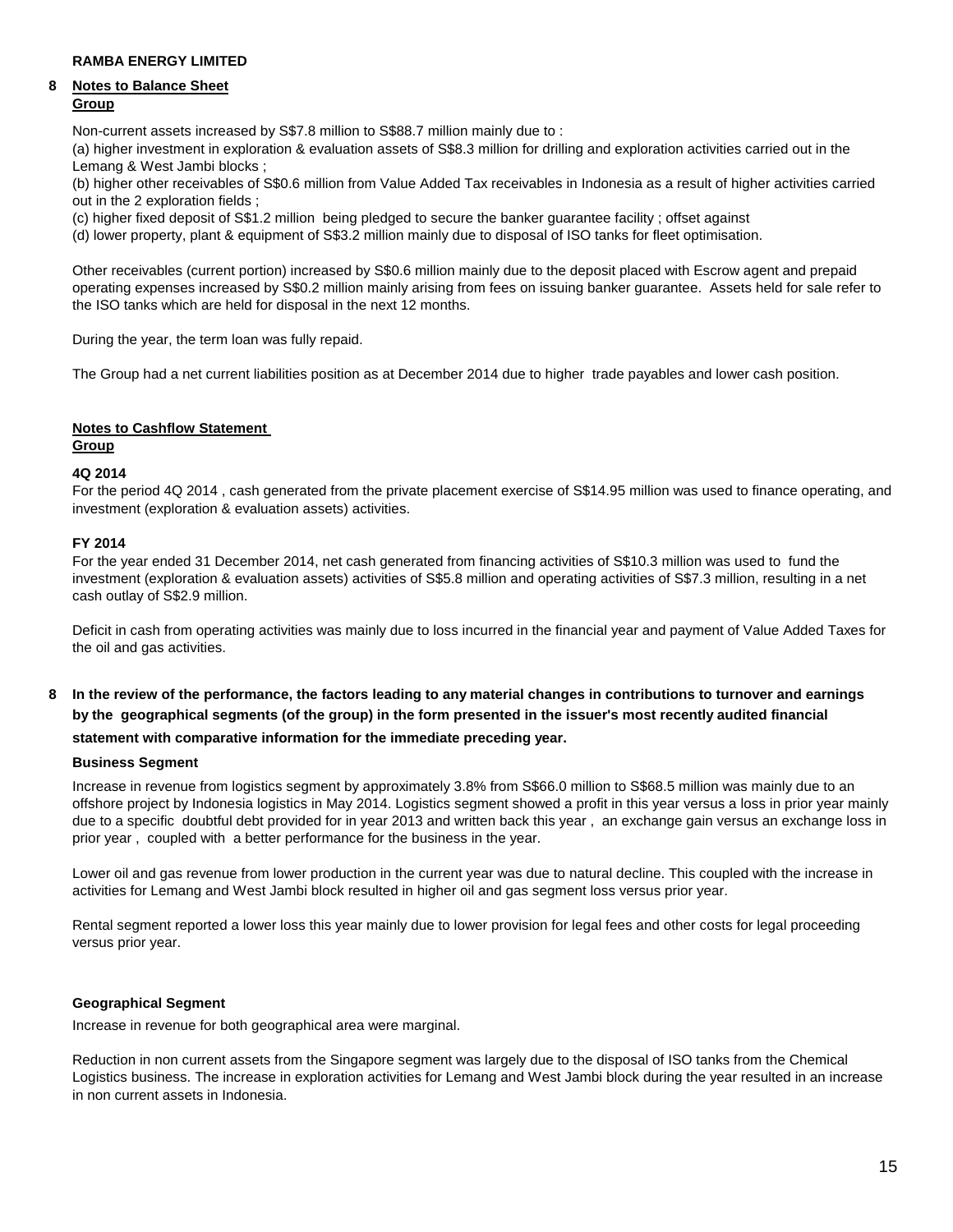**RAMBA ENERGY LIMITED**

## 8 Notes to Balance Sheet

### Group

Non-current assets increased by S$7.8 million to S$88.7 million mainly due to :

(a) higher investment in exploration & evaluation assets of S$8.3 million for drilling and exploration activities carried out in the Lemang & West Jambi blocks ;

(b) higher other receivables of S$0.6 million from Value Added Tax receivables in Indonesia as a result of higher activities carried out in the 2 exploration fields ;

(c) higher fixed deposit of S$1.2 million being pledged to secure the banker guarantee facility ; offset against

(d) lower property, plant & equipment of S$3.2 million mainly due to disposal of ISO tanks for fleet optimisation.

Other receivables (current portion) increased by S$0.6 million mainly due to the deposit placed with Escrow agent and prepaid operating expenses increased by S$0.2 million mainly arising from fees on issuing banker guarantee. Assets held for sale refer to the ISO tanks which are held for disposal in the next 12 months.

During the year, the term loan was fully repaid.

The Group had a net current liabilities position as at December 2014 due to higher trade payables and lower cash position.

## Notes to Cashflow Statement

### Group

**4Q 2014**

For the period 4Q 2014 , cash generated from the private placement exercise of S$14.95 million was used to finance operating, and investment (exploration & evaluation assets) activities.

**FY 2014**

For the year ended 31 December 2014, net cash generated from financing activities of S$10.3 million was used to fund the investment (exploration & evaluation assets) activities of S$5.8 million and operating activities of S$7.3 million, resulting in a net cash outlay of S$2.9 million.

Deficit in cash from operating activities was mainly due to loss incurred in the financial year and payment of Value Added Taxes for the oil and gas activities.

## 8 In the review of the performance, the factors leading to any material changes in contributions to turnover and earnings by the geographical segments (of the group) in the form presented in the issuer's most recently audited financial statement with comparative information for the immediate preceding year.

**Business Segment**

Increase in revenue from logistics segment by approximately 3.8% from S$66.0 million to S$68.5 million was mainly due to an offshore project by Indonesia logistics in May 2014. Logistics segment showed a profit in this year versus a loss in prior year mainly due to a specific doubtful debt provided for in year 2013 and written back this year , an exchange gain versus an exchange loss in prior year , coupled with a better performance for the business in the year.

Lower oil and gas revenue from lower production in the current year was due to natural decline. This coupled with the increase in activities for Lemang and West Jambi block resulted in higher oil and gas segment loss versus prior year.

Rental segment reported a lower loss this year mainly due to lower provision for legal fees and other costs for legal proceeding versus prior year.

**Geographical Segment**

Increase in revenue for both geographical area were marginal.

Reduction in non current assets from the Singapore segment was largely due to the disposal of ISO tanks from the Chemical Logistics business. The increase in exploration activities for Lemang and West Jambi block during the year resulted in an increase in non current assets in Indonesia.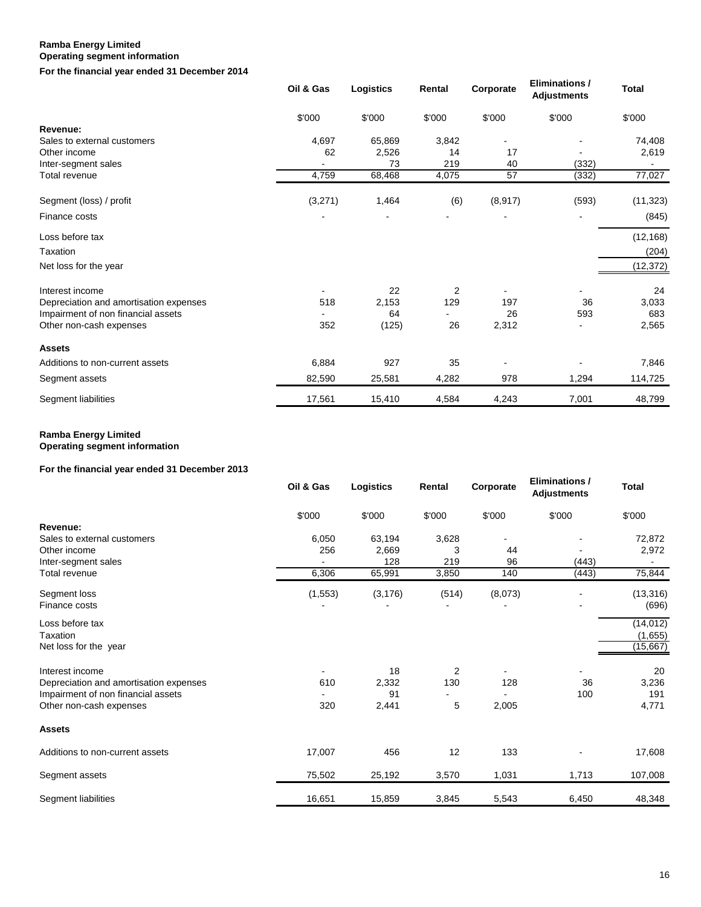**Ramba Energy Limited**
**Operating segment information**
**For the financial year ended 31 December 2014**

| | Oil & Gas | Logistics | Rental | Corporate | Eliminations / Adjustments | Total |
|---|---|---|---|---|---|---|
| | $'000 | $'000 | $'000 | $'000 | $'000 | $'000 |
| **Revenue:** | | | | | | |
| Sales to external customers | 4,697 | 65,869 | 3,842 | - | - | 74,408 |
| Other income | 62 | 2,526 | 14 | 17 | - | 2,619 |
| Inter-segment sales | - | 73 | 219 | 40 | (332) | - |
| Total revenue | 4,759 | 68,468 | 4,075 | 57 | (332) | 77,027 |
| Segment (loss) / profit | (3,271) | 1,464 | (6) | (8,917) | (593) | (11,323) |
| Finance costs | - | - | - | - | - | (845) |
| Loss before tax | | | | | | (12,168) |
| Taxation | | | | | | (204) |
| Net loss for the year | | | | | | (12,372) |
| Interest income | - | 22 | 2 | - | - | 24 |
| Depreciation and amortisation expenses | 518 | 2,153 | 129 | 197 | 36 | 3,033 |
| Impairment of non financial assets | - | 64 | - | 26 | 593 | 683 |
| Other non-cash expenses | 352 | (125) | 26 | 2,312 | - | 2,565 |
| **Assets** | | | | | | |
| Additions to non-current assets | 6,884 | 927 | 35 | - | - | 7,846 |
| Segment assets | 82,590 | 25,581 | 4,282 | 978 | 1,294 | 114,725 |
| Segment liabilities | 17,561 | 15,410 | 4,584 | 4,243 | 7,001 | 48,799 |

**Ramba Energy Limited**
**Operating segment information**

**For the financial year ended 31 December 2013**

| | Oil & Gas | Logistics | Rental | Corporate | Eliminations / Adjustments | Total |
|---|---|---|---|---|---|---|
| | $'000 | $'000 | $'000 | $'000 | $'000 | $'000 |
| **Revenue:** | | | | | | |
| Sales to external customers | 6,050 | 63,194 | 3,628 | - | - | 72,872 |
| Other income | 256 | 2,669 | 3 | 44 | - | 2,972 |
| Inter-segment sales | - | 128 | 219 | 96 | (443) | - |
| Total revenue | 6,306 | 65,991 | 3,850 | 140 | (443) | 75,844 |
| Segment loss | (1,553) | (3,176) | (514) | (8,073) | - | (13,316) |
| Finance costs | - | - | - | - | - | (696) |
| Loss before tax | | | | | | (14,012) |
| Taxation | | | | | | (1,655) |
| Net loss for the year | | | | | | (15,667) |
| Interest income | - | 18 | 2 | - | - | 20 |
| Depreciation and amortisation expenses | 610 | 2,332 | 130 | 128 | 36 | 3,236 |
| Impairment of non financial assets | - | 91 | - | - | 100 | 191 |
| Other non-cash expenses | 320 | 2,441 | 5 | 2,005 | | 4,771 |
| **Assets** | | | | | | |
| Additions to non-current assets | 17,007 | 456 | 12 | 133 | - | 17,608 |
| Segment assets | 75,502 | 25,192 | 3,570 | 1,031 | 1,713 | 107,008 |
| Segment liabilities | 16,651 | 15,859 | 3,845 | 5,543 | 6,450 | 48,348 |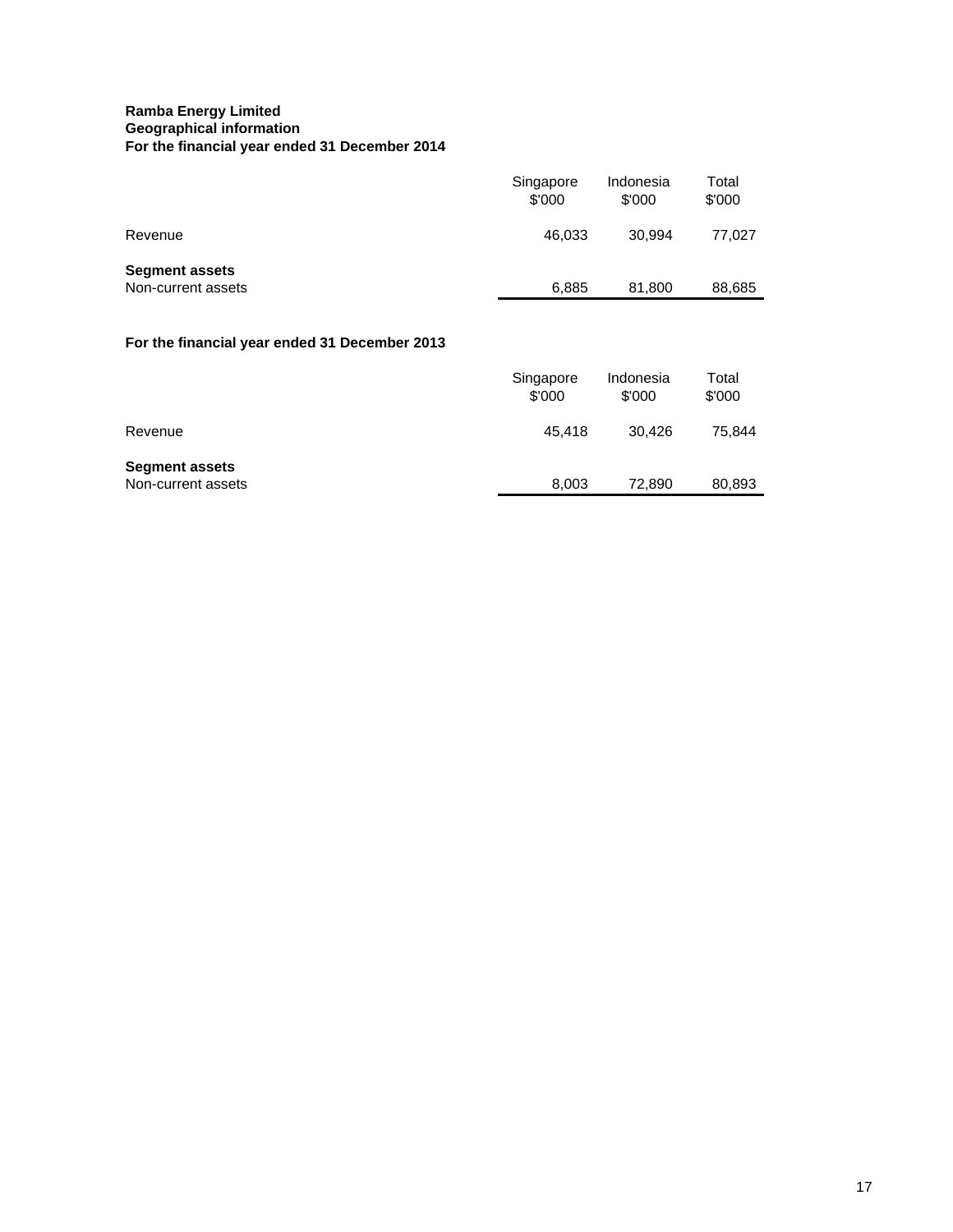**Ramba Energy Limited**
**Geographical information**
**For the financial year ended 31 December 2014**

| | Singapore $'000 | Indonesia $'000 | Total $'000 |
|---|---|---|---|
| Revenue | 46,033 | 30,994 | 77,027 |
| **Segment assets** | | | |
| Non-current assets | 6,885 | 81,800 | 88,685 |

**For the financial year ended 31 December 2013**

| | Singapore $'000 | Indonesia $'000 | Total $'000 |
|---|---|---|---|
| Revenue | 45,418 | 30,426 | 75,844 |
| **Segment assets** | | | |
| Non-current assets | 8,003 | 72,890 | 80,893 |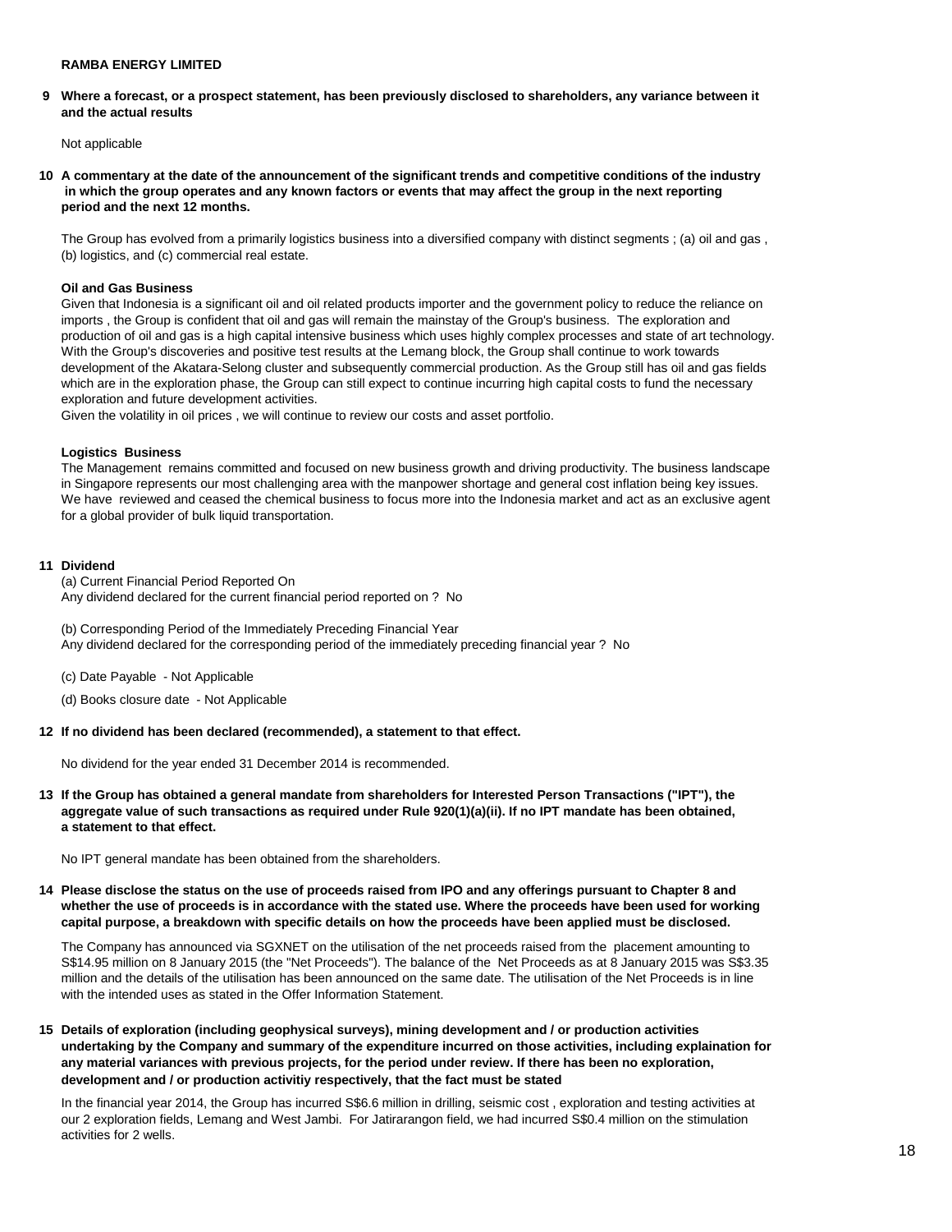**RAMBA ENERGY LIMITED**

**9 Where a forecast, or a prospect statement, has been previously disclosed to shareholders, any variance between it and the actual results**

Not applicable

**10 A commentary at the date of the announcement of the significant trends and competitive conditions of the industry in which the group operates and any known factors or events that may affect the group in the next reporting period and the next 12 months.**

The Group has evolved from a primarily logistics business into a diversified company with distinct segments ; (a) oil and gas , (b) logistics, and (c) commercial real estate.

**Oil and Gas Business**

Given that Indonesia is a significant oil and oil related products importer and the government policy to reduce the reliance on imports , the Group is confident that oil and gas will remain the mainstay of the Group's business. The exploration and production of oil and gas is a high capital intensive business which uses highly complex processes and state of art technology. With the Group's discoveries and positive test results at the Lemang block, the Group shall continue to work towards development of the Akatara-Selong cluster and subsequently commercial production. As the Group still has oil and gas fields which are in the exploration phase, the Group can still expect to continue incurring high capital costs to fund the necessary exploration and future development activities.

Given the volatility in oil prices , we will continue to review our costs and asset portfolio.

**Logistics Business**

The Management remains committed and focused on new business growth and driving productivity. The business landscape in Singapore represents our most challenging area with the manpower shortage and general cost inflation being key issues. We have reviewed and ceased the chemical business to focus more into the Indonesia market and act as an exclusive agent for a global provider of bulk liquid transportation.

**11 Dividend**

(a) Current Financial Period Reported On

Any dividend declared for the current financial period reported on ? No

(b) Corresponding Period of the Immediately Preceding Financial Year

Any dividend declared for the corresponding period of the immediately preceding financial year ? No

(c) Date Payable - Not Applicable

(d) Books closure date - Not Applicable

**12 If no dividend has been declared (recommended), a statement to that effect.**

No dividend for the year ended 31 December 2014 is recommended.

**13 If the Group has obtained a general mandate from shareholders for Interested Person Transactions ("IPT"), the aggregate value of such transactions as required under Rule 920(1)(a)(ii). If no IPT mandate has been obtained, a statement to that effect.**

No IPT general mandate has been obtained from the shareholders.

**14 Please disclose the status on the use of proceeds raised from IPO and any offerings pursuant to Chapter 8 and whether the use of proceeds is in accordance with the stated use. Where the proceeds have been used for working capital purpose, a breakdown with specific details on how the proceeds have been applied must be disclosed.**

The Company has announced via SGXNET on the utilisation of the net proceeds raised from the placement amounting to S$14.95 million on 8 January 2015 (the "Net Proceeds"). The balance of the Net Proceeds as at 8 January 2015 was S$3.35 million and the details of the utilisation has been announced on the same date. The utilisation of the Net Proceeds is in line with the intended uses as stated in the Offer Information Statement.

**15 Details of exploration (including geophysical surveys), mining development and / or production activities undertaking by the Company and summary of the expenditure incurred on those activities, including explaination for any material variances with previous projects, for the period under review. If there has been no exploration, development and / or production activitiy respectively, that the fact must be stated**

In the financial year 2014, the Group has incurred S$6.6 million in drilling, seismic cost , exploration and testing activities at our 2 exploration fields, Lemang and West Jambi. For Jatirarangon field, we had incurred S$0.4 million on the stimulation activities for 2 wells.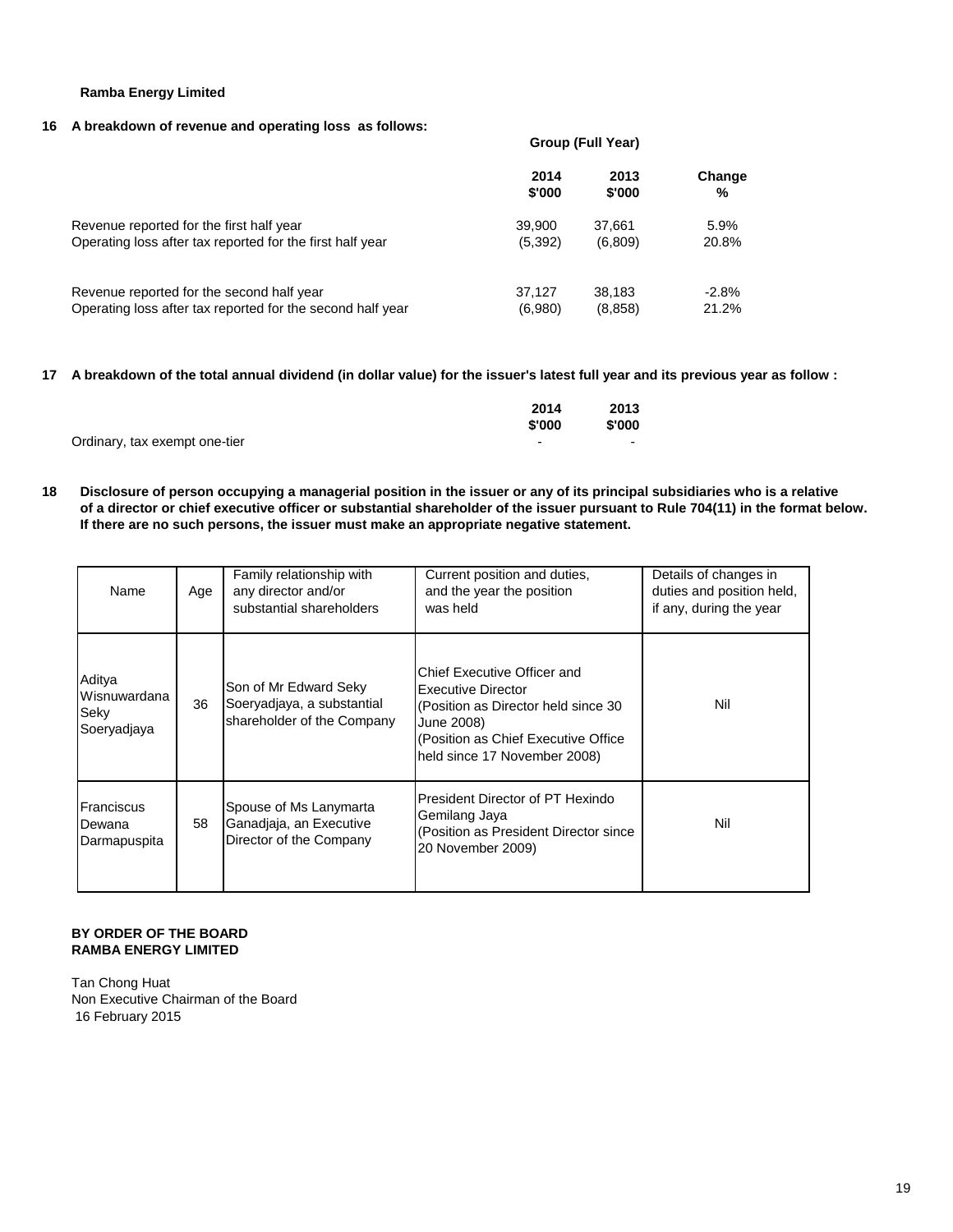**Ramba Energy Limited**

**16 A breakdown of revenue and operating loss as follows:**

| | Group (Full Year) | | |
|---|---|---|---|
| | **2014 $'000** | **2013 $'000** | **Change %** |
| Revenue reported for the first half year | 39,900 | 37,661 | 5.9% |
| Operating loss after tax reported for the first half year | (5,392) | (6,809) | 20.8% |
| Revenue reported for the second half year | 37,127 | 38,183 | -2.8% |
| Operating loss after tax reported for the second half year | (6,980) | (8,858) | 21.2% |

**17 A breakdown of the total annual dividend (in dollar value) for the issuer's latest full year and its previous year as follow :**

| | **2014 $'000** | **2013 $'000** |
|---|---|---|
| Ordinary, tax exempt one-tier | - | - |

**18 Disclosure of person occupying a managerial position in the issuer or any of its principal subsidiaries who is a relative of a director or chief executive officer or substantial shareholder of the issuer pursuant to Rule 704(11) in the format below. If there are no such persons, the issuer must make an appropriate negative statement.**

| Name | Age | Family relationship with any director and/or substantial shareholders | Current position and duties, and the year the position was held | Details of changes in duties and position held, if any, during the year |
|---|---|---|---|---|
| Aditya Wisnuwardana Seky Soeryadjaya | 36 | Son of Mr Edward Seky Soeryadjaya, a substantial shareholder of the Company | Chief Executive Officer and Executive Director (Position as Director held since 30 June 2008) (Position as Chief Executive Office held since 17 November 2008) | Nil |
| Franciscus Dewana Darmapuspita | 58 | Spouse of Ms Lanymarta Ganadjaja, an Executive Director of the Company | President Director of PT Hexindo Gemilang Jaya (Position as President Director since 20 November 2009) | Nil |

**BY ORDER OF THE BOARD**
**RAMBA ENERGY LIMITED**

Tan Chong Huat
Non Executive Chairman of the Board
16 February 2015